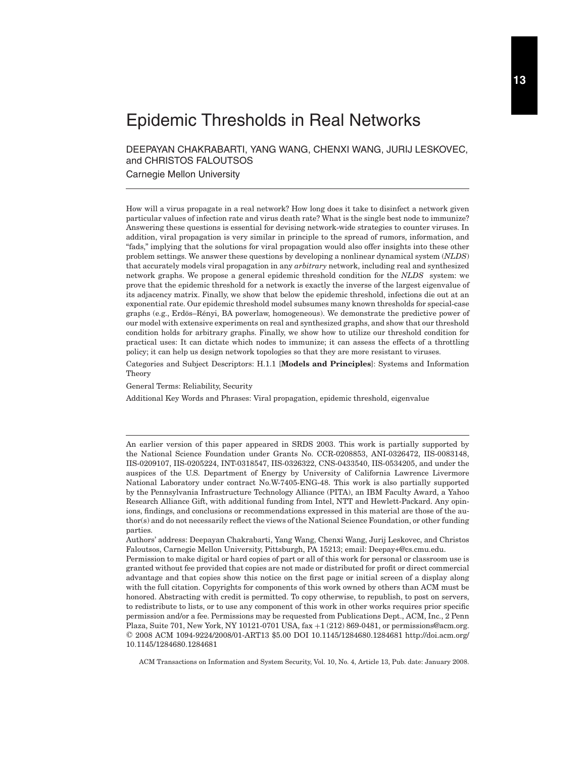# Epidemic Thresholds in Real Networks

DEEPAYAN CHAKRABARTI, YANG WANG, CHENXI WANG, JURIJ LESKOVEC, and CHRISTOS FALOUTSOS

Carnegie Mellon University

---

How will a virus propagate in a real network? How long does it take to disinfect a network given particular values of infection rate and virus death rate? What is the single best node to immunize? Answering these questions is essential for devising network-wide strategies to counter viruses. In addition, viral propagation is very similar in principle to the spread of rumors, information, and "fads," implying that the solutions for viral propagation would also offer insights into these other problem settings. We answer these questions by developing a nonlinear dynamical system (*NLDS*) that accurately models viral propagation in any *arbitrary* network, including real and synthesized network graphs. We propose a general epidemic threshold condition for the *NLDS* system: we prove that the epidemic threshold for a network is exactly the inverse of the largest eigenvalue of its adjacency matrix. Finally, we show that below the epidemic threshold, infections die out at an exponential rate. Our epidemic threshold model subsumes many known thresholds for special-case graphs (e.g., Erdös–Rényi, BA powerlaw, homogeneous). We demonstrate the predictive power of our model with extensive experiments on real and synthesized graphs, and show that our threshold condition holds for arbitrary graphs. Finally, we show how to utilize our threshold condition for practical uses: It can dictate which nodes to immunize; it can assess the effects of a throttling policy; it can help us design network topologies so that they are more resistant to viruses.

Categories and Subject Descriptors: H.1.1 [**Models and Principles**]: Systems and Information Theory

General Terms: Reliability, Security

Additional Key Words and Phrases: Viral propagation, epidemic threshold, eigenvalue

---

An earlier version of this paper appeared in SRDS 2003. This work is partially supported by the National Science Foundation under Grants No. CCR-0208853, ANI-0326472, IIS-0083148, IIS-0209107, IIS-0205224, INT-0318547, IIS-0326322, CNS-0433540, IIS-0534205, and under the auspices of the U.S. Department of Energy by University of California Lawrence Livermore National Laboratory under contract No.W-7405-ENG-48. This work is also partially supported by the Pennsylvania Infrastructure Technology Alliance (PITA), an IBM Faculty Award, a Yahoo Research Alliance Gift, with additional funding from Intel, NTT and Hewlett-Packard. Any opinions, findings, and conclusions or recommendations expressed in this material are those of the author(s) and do not necessarily reflect the views of the National Science Foundation, or other funding parties.

Authors' address: Deepayan Chakrabarti, Yang Wang, Chenxi Wang, Jurij Leskovec, and Christos Faloutsos, Carnegie Mellon University, Pittsburgh, PA 15213; email: Deepay+@cs.cmu.edu.

Permission to make digital or hard copies of part or all of this work for personal or classroom use is granted without fee provided that copies are not made or distributed for profit or direct commercial advantage and that copies show this notice on the first page or initial screen of a display along with the full citation. Copyrights for components of this work owned by others than ACM must be honored. Abstracting with credit is permitted. To copy otherwise, to republish, to post on servers, to redistribute to lists, or to use any component of this work in other works requires prior specific permission and/or a fee. Permissions may be requested from Publications Dept., ACM, Inc., 2 Penn Plaza, Suite 701, New York, NY 10121-0701 USA, fax +1 (212) 869-0481, or permissions@acm.org.
© 2008 ACM 1094-9224/2008/01-ART13 $5.00 DOI 10.1145/1284680.1284681 http://doi.acm.org/10.1145/1284680.1284681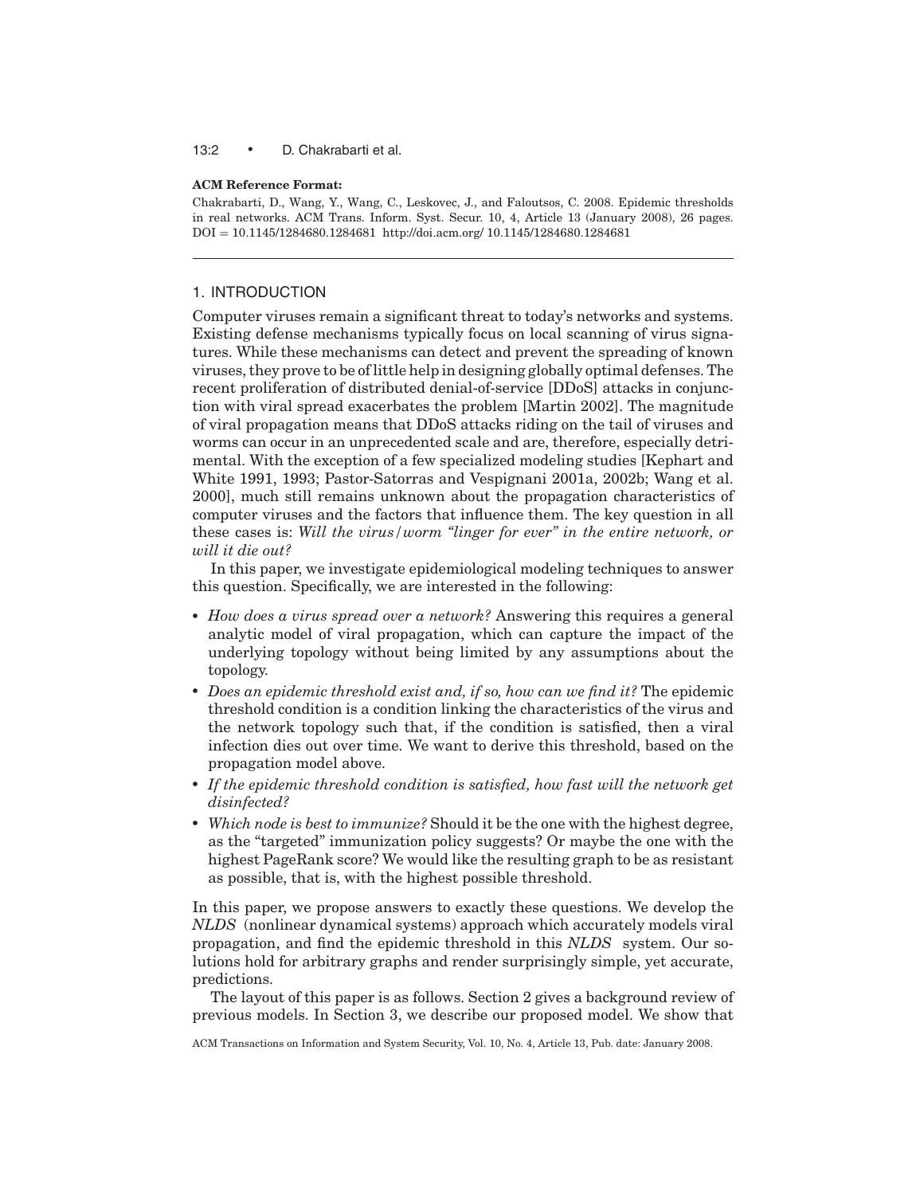**ACM Reference Format:**

Chakrabarti, D., Wang, Y., Wang, C., Leskovec, J., and Faloutsos, C. 2008. Epidemic thresholds in real networks. ACM Trans. Inform. Syst. Secur. 10, 4, Article 13 (January 2008), 26 pages. DOI = 10.1145/1284680.1284681 http://doi.acm.org/ 10.1145/1284680.1284681

## 1. INTRODUCTION

Computer viruses remain a significant threat to today's networks and systems. Existing defense mechanisms typically focus on local scanning of virus signatures. While these mechanisms can detect and prevent the spreading of known viruses, they prove to be of little help in designing globally optimal defenses. The recent proliferation of distributed denial-of-service [DDoS] attacks in conjunction with viral spread exacerbates the problem [Martin 2002]. The magnitude of viral propagation means that DDoS attacks riding on the tail of viruses and worms can occur in an unprecedented scale and are, therefore, especially detrimental. With the exception of a few specialized modeling studies [Kephart and White 1991, 1993; Pastor-Satorras and Vespignani 2001a, 2002b; Wang et al. 2000], much still remains unknown about the propagation characteristics of computer viruses and the factors that influence them. The key question in all these cases is: *Will the virus/worm "linger for ever" in the entire network, or will it die out?*

In this paper, we investigate epidemiological modeling techniques to answer this question. Specifically, we are interested in the following:

- *How does a virus spread over a network?* Answering this requires a general analytic model of viral propagation, which can capture the impact of the underlying topology without being limited by any assumptions about the topology.
- *Does an epidemic threshold exist and, if so, how can we find it?* The epidemic threshold condition is a condition linking the characteristics of the virus and the network topology such that, if the condition is satisfied, then a viral infection dies out over time. We want to derive this threshold, based on the propagation model above.
- *If the epidemic threshold condition is satisfied, how fast will the network get disinfected?*
- *Which node is best to immunize?* Should it be the one with the highest degree, as the "targeted" immunization policy suggests? Or maybe the one with the highest PageRank score? We would like the resulting graph to be as resistant as possible, that is, with the highest possible threshold.

In this paper, we propose answers to exactly these questions. We develop the *NLDS* (nonlinear dynamical systems) approach which accurately models viral propagation, and find the epidemic threshold in this *NLDS* system. Our solutions hold for arbitrary graphs and render surprisingly simple, yet accurate, predictions.

The layout of this paper is as follows. Section 2 gives a background review of previous models. In Section 3, we describe our proposed model. We show that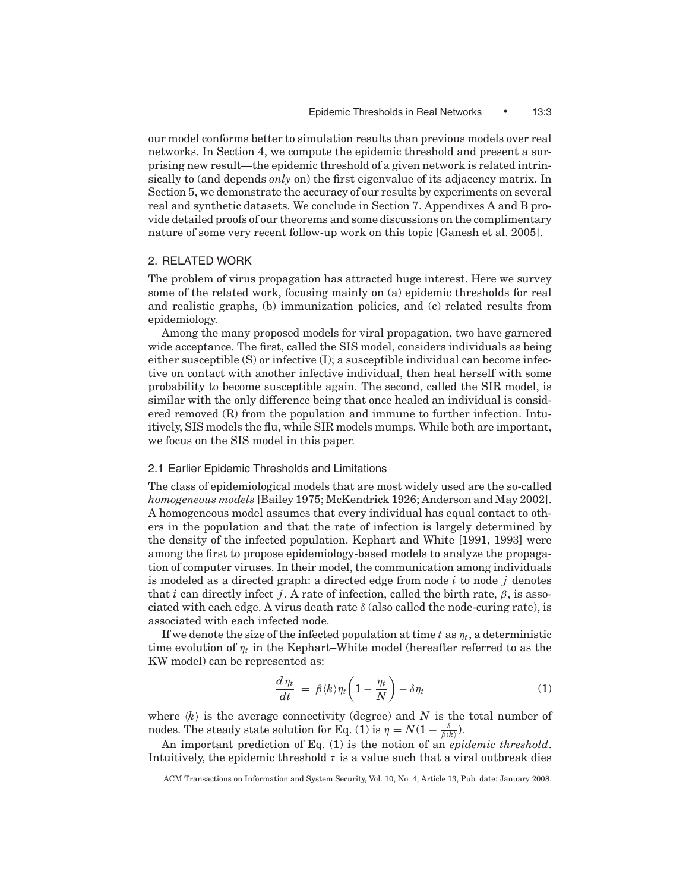our model conforms better to simulation results than previous models over real networks. In Section 4, we compute the epidemic threshold and present a surprising new result—the epidemic threshold of a given network is related intrinsically to (and depends *only* on) the first eigenvalue of its adjacency matrix. In Section 5, we demonstrate the accuracy of our results by experiments on several real and synthetic datasets. We conclude in Section 7. Appendixes A and B provide detailed proofs of our theorems and some discussions on the complimentary nature of some very recent follow-up work on this topic [Ganesh et al. 2005].

## 2. RELATED WORK

The problem of virus propagation has attracted huge interest. Here we survey some of the related work, focusing mainly on (a) epidemic thresholds for real and realistic graphs, (b) immunization policies, and (c) related results from epidemiology.

Among the many proposed models for viral propagation, two have garnered wide acceptance. The first, called the SIS model, considers individuals as being either susceptible (S) or infective (I); a susceptible individual can become infective on contact with another infective individual, then heal herself with some probability to become susceptible again. The second, called the SIR model, is similar with the only difference being that once healed an individual is considered removed (R) from the population and immune to further infection. Intuitively, SIS models the flu, while SIR models mumps. While both are important, we focus on the SIS model in this paper.

### 2.1 Earlier Epidemic Thresholds and Limitations

The class of epidemiological models that are most widely used are the so-called *homogeneous models* [Bailey 1975; McKendrick 1926; Anderson and May 2002]. A homogeneous model assumes that every individual has equal contact to others in the population and that the rate of infection is largely determined by the density of the infected population. Kephart and White [1991, 1993] were among the first to propose epidemiology-based models to analyze the propagation of computer viruses. In their model, the communication among individuals is modeled as a directed graph: a directed edge from node $i$ to node $j$ denotes that $i$ can directly infect $j$. A rate of infection, called the birth rate, $\beta$, is associated with each edge. A virus death rate $\delta$ (also called the node-curing rate), is associated with each infected node.

If we denote the size of the infected population at time $t$ as $\eta_t$, a deterministic time evolution of $\eta_t$ in the Kephart–White model (hereafter referred to as the KW model) can be represented as:

$$\frac{d\eta_t}{dt} = \beta\langle k\rangle\eta_t\left(1 - \frac{\eta_t}{N}\right) - \delta\eta_t \tag{1}$$

where $\langle k\rangle$ is the average connectivity (degree) and $N$ is the total number of nodes. The steady state solution for Eq. (1) is $\eta = N(1 - \frac{\delta}{\beta\langle k\rangle})$.

An important prediction of Eq. (1) is the notion of an *epidemic threshold*. Intuitively, the epidemic threshold $\tau$ is a value such that a viral outbreak dies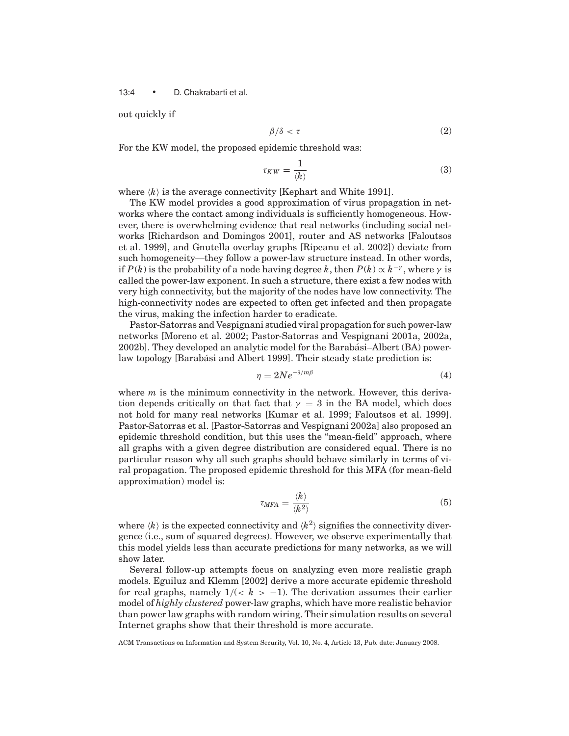out quickly if

$$\beta/\delta < \tau \tag{2}$$

For the KW model, the proposed epidemic threshold was:

$$\tau_{KW} = \frac{1}{\langle k \rangle} \tag{3}$$

where $\langle k \rangle$ is the average connectivity [Kephart and White 1991].

The KW model provides a good approximation of virus propagation in networks where the contact among individuals is sufficiently homogeneous. However, there is overwhelming evidence that real networks (including social networks [Richardson and Domingos 2001], router and AS networks [Faloutsos et al. 1999], and Gnutella overlay graphs [Ripeanu et al. 2002]) deviate from such homogeneity—they follow a power-law structure instead. In other words, if $P(k)$ is the probability of a node having degree $k$, then $P(k) \propto k^{-\gamma}$, where $\gamma$ is called the power-law exponent. In such a structure, there exist a few nodes with very high connectivity, but the majority of the nodes have low connectivity. The high-connectivity nodes are expected to often get infected and then propagate the virus, making the infection harder to eradicate.

Pastor-Satorras and Vespignani studied viral propagation for such power-law networks [Moreno et al. 2002; Pastor-Satorras and Vespignani 2001a, 2002a, 2002b]. They developed an analytic model for the Barabási–Albert (BA) power-law topology [Barabási and Albert 1999]. Their steady state prediction is:

$$\eta = 2Ne^{-\delta/m\beta} \tag{4}$$

where $m$ is the minimum connectivity in the network. However, this derivation depends critically on that fact that $\gamma = 3$ in the BA model, which does not hold for many real networks [Kumar et al. 1999; Faloutsos et al. 1999]. Pastor-Satorras et al. [Pastor-Satorras and Vespignani 2002a] also proposed an epidemic threshold condition, but this uses the "mean-field" approach, where all graphs with a given degree distribution are considered equal. There is no particular reason why all such graphs should behave similarly in terms of viral propagation. The proposed epidemic threshold for this MFA (for mean-field approximation) model is:

$$\tau_{MFA} = \frac{\langle k \rangle}{\langle k^2 \rangle} \tag{5}$$

where $\langle k \rangle$ is the expected connectivity and $\langle k^2 \rangle$ signifies the connectivity divergence (i.e., sum of squared degrees). However, we observe experimentally that this model yields less than accurate predictions for many networks, as we will show later.

Several follow-up attempts focus on analyzing even more realistic graph models. Eguiluz and Klemm [2002] derive a more accurate epidemic threshold for real graphs, namely $1/(< k > -1)$. The derivation assumes their earlier model of *highly clustered* power-law graphs, which have more realistic behavior than power law graphs with random wiring. Their simulation results on several Internet graphs show that their threshold is more accurate.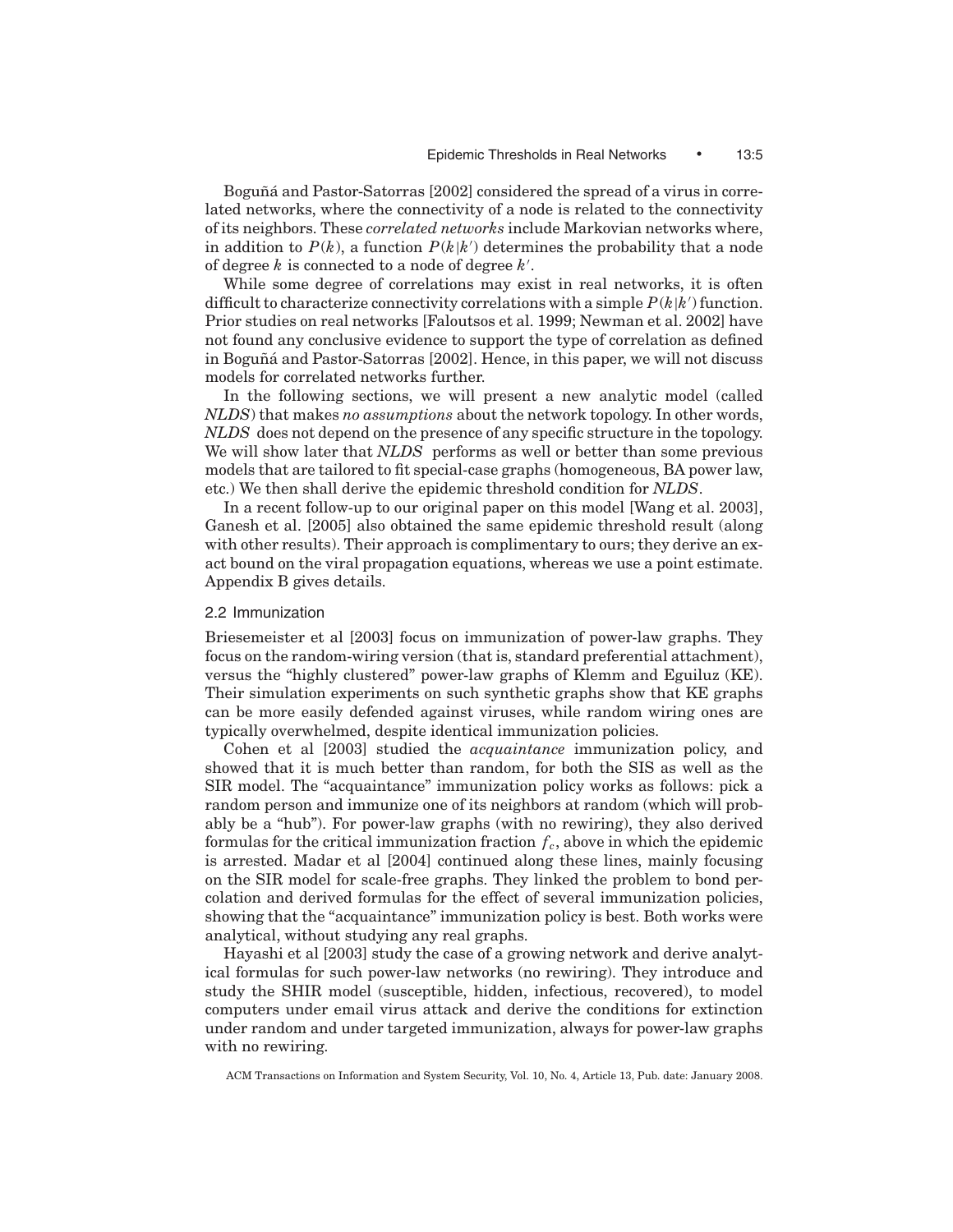Boguñá and Pastor-Satorras [2002] considered the spread of a virus in correlated networks, where the connectivity of a node is related to the connectivity of its neighbors. These *correlated networks* include Markovian networks where, in addition to $P(k)$, a function $P(k|k')$ determines the probability that a node of degree $k$ is connected to a node of degree $k'$.

While some degree of correlations may exist in real networks, it is often difficult to characterize connectivity correlations with a simple $P(k|k')$ function. Prior studies on real networks [Faloutsos et al. 1999; Newman et al. 2002] have not found any conclusive evidence to support the type of correlation as defined in Boguñá and Pastor-Satorras [2002]. Hence, in this paper, we will not discuss models for correlated networks further.

In the following sections, we will present a new analytic model (called *NLDS*) that makes *no assumptions* about the network topology. In other words, *NLDS* does not depend on the presence of any specific structure in the topology. We will show later that *NLDS* performs as well or better than some previous models that are tailored to fit special-case graphs (homogeneous, BA power law, etc.) We then shall derive the epidemic threshold condition for *NLDS*.

In a recent follow-up to our original paper on this model [Wang et al. 2003], Ganesh et al. [2005] also obtained the same epidemic threshold result (along with other results). Their approach is complimentary to ours; they derive an exact bound on the viral propagation equations, whereas we use a point estimate. Appendix B gives details.

## 2.2 Immunization

Briesemeister et al [2003] focus on immunization of power-law graphs. They focus on the random-wiring version (that is, standard preferential attachment), versus the "highly clustered" power-law graphs of Klemm and Eguiluz (KE). Their simulation experiments on such synthetic graphs show that KE graphs can be more easily defended against viruses, while random wiring ones are typically overwhelmed, despite identical immunization policies.

Cohen et al [2003] studied the *acquaintance* immunization policy, and showed that it is much better than random, for both the SIS as well as the SIR model. The "acquaintance" immunization policy works as follows: pick a random person and immunize one of its neighbors at random (which will probably be a "hub"). For power-law graphs (with no rewiring), they also derived formulas for the critical immunization fraction $f_c$, above in which the epidemic is arrested. Madar et al [2004] continued along these lines, mainly focusing on the SIR model for scale-free graphs. They linked the problem to bond percolation and derived formulas for the effect of several immunization policies, showing that the "acquaintance" immunization policy is best. Both works were analytical, without studying any real graphs.

Hayashi et al [2003] study the case of a growing network and derive analytical formulas for such power-law networks (no rewiring). They introduce and study the SHIR model (susceptible, hidden, infectious, recovered), to model computers under email virus attack and derive the conditions for extinction under random and under targeted immunization, always for power-law graphs with no rewiring.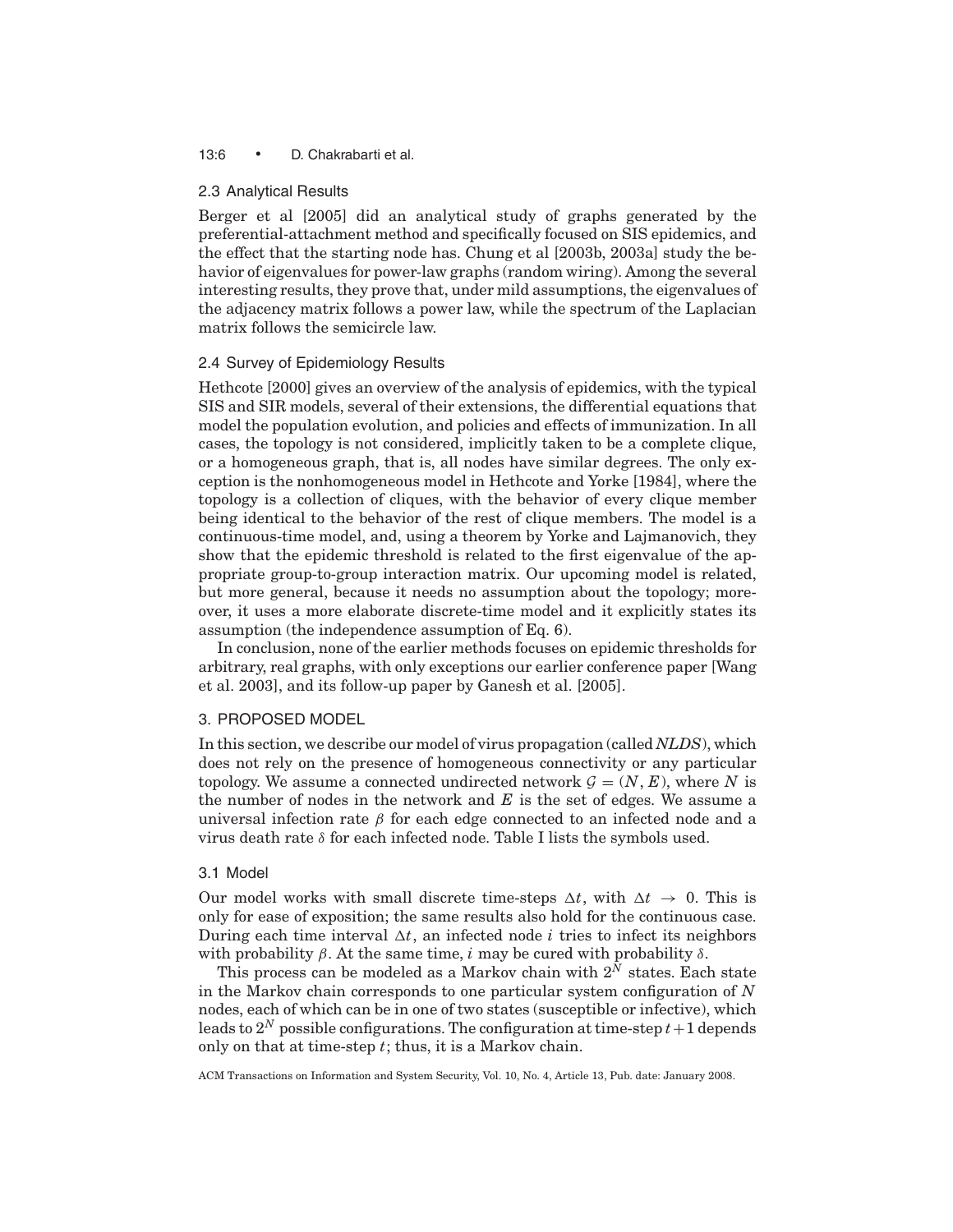### 2.3 Analytical Results

Berger et al [2005] did an analytical study of graphs generated by the preferential-attachment method and specifically focused on SIS epidemics, and the effect that the starting node has. Chung et al [2003b, 2003a] study the behavior of eigenvalues for power-law graphs (random wiring). Among the several interesting results, they prove that, under mild assumptions, the eigenvalues of the adjacency matrix follows a power law, while the spectrum of the Laplacian matrix follows the semicircle law.

### 2.4 Survey of Epidemiology Results

Hethcote [2000] gives an overview of the analysis of epidemics, with the typical SIS and SIR models, several of their extensions, the differential equations that model the population evolution, and policies and effects of immunization. In all cases, the topology is not considered, implicitly taken to be a complete clique, or a homogeneous graph, that is, all nodes have similar degrees. The only exception is the nonhomogeneous model in Hethcote and Yorke [1984], where the topology is a collection of cliques, with the behavior of every clique member being identical to the behavior of the rest of clique members. The model is a continuous-time model, and, using a theorem by Yorke and Lajmanovich, they show that the epidemic threshold is related to the first eigenvalue of the appropriate group-to-group interaction matrix. Our upcoming model is related, but more general, because it needs no assumption about the topology; moreover, it uses a more elaborate discrete-time model and it explicitly states its assumption (the independence assumption of Eq. 6).

In conclusion, none of the earlier methods focuses on epidemic thresholds for arbitrary, real graphs, with only exceptions our earlier conference paper [Wang et al. 2003], and its follow-up paper by Ganesh et al. [2005].

## 3. PROPOSED MODEL

In this section, we describe our model of virus propagation (called *NLDS*), which does not rely on the presence of homogeneous connectivity or any particular topology. We assume a connected undirected network $\mathcal{G} = (N, E)$, where $N$ is the number of nodes in the network and $E$ is the set of edges. We assume a universal infection rate $\beta$ for each edge connected to an infected node and a virus death rate $\delta$ for each infected node. Table I lists the symbols used.

### 3.1 Model

Our model works with small discrete time-steps $\Delta t$, with $\Delta t \to 0$. This is only for ease of exposition; the same results also hold for the continuous case. During each time interval $\Delta t$, an infected node $i$ tries to infect its neighbors with probability $\beta$. At the same time, $i$ may be cured with probability $\delta$.

This process can be modeled as a Markov chain with $2^N$ states. Each state in the Markov chain corresponds to one particular system configuration of $N$ nodes, each of which can be in one of two states (susceptible or infective), which leads to $2^N$ possible configurations. The configuration at time-step $t+1$ depends only on that at time-step $t$; thus, it is a Markov chain.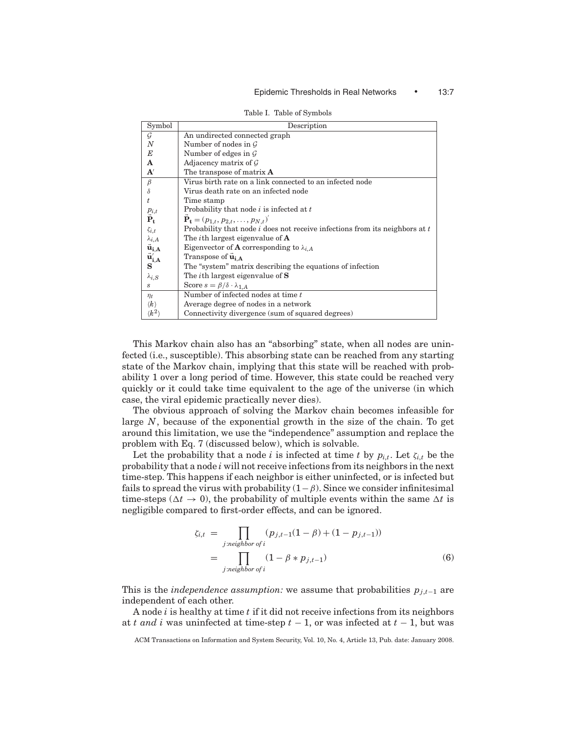Table I. Table of Symbols

| Symbol | Description |
|---|---|
| $\mathcal{G}$ | An undirected connected graph |
| $N$ | Number of nodes in $\mathcal{G}$ |
| $E$ | Number of edges in $\mathcal{G}$ |
| $\mathbf{A}$ | Adjacency matrix of $\mathcal{G}$ |
| $\mathbf{A}'$ | The transpose of matrix $\mathbf{A}$ |
| $\beta$ | Virus birth rate on a link connected to an infected node |
| $\delta$ | Virus death rate on an infected node |
| $t$ | Time stamp |
| $p_{i,t}$ | Probability that node $i$ is infected at $t$ |
| $\vec{\mathbf{P}}_{\mathbf{t}}$ | $\vec{\mathbf{P}}_{\mathbf{t}} = (p_{1,t}, p_{2,t}, \ldots, p_{N,t})'$ |
| $\zeta_{i,t}$ | Probability that node $i$ does not receive infections from its neighbors at $t$ |
| $\lambda_{i,A}$ | The $i$th largest eigenvalue of $\mathbf{A}$ |
| $\vec{\mathbf{u}}_{\mathbf{i,A}}$ | Eigenvector of $\mathbf{A}$ corresponding to $\lambda_{i,A}$ |
| $\vec{\mathbf{u}}'_{\mathbf{i,A}}$ | Transpose of $\vec{\mathbf{u}}_{\mathbf{i,A}}$ |
| $\mathbf{S}$ | The "system" matrix describing the equations of infection |
| $\lambda_{i,S}$ | The $i$th largest eigenvalue of $\mathbf{S}$ |
| $s$ | Score $s = \beta/\delta \cdot \lambda_{1,A}$ |
| $\eta_t$ | Number of infected nodes at time $t$ |
| $\langle k \rangle$ | Average degree of nodes in a network |
| $\langle k^2 \rangle$ | Connectivity divergence (sum of squared degrees) |

This Markov chain also has an "absorbing" state, when all nodes are uninfected (i.e., susceptible). This absorbing state can be reached from any starting state of the Markov chain, implying that this state will be reached with probability 1 over a long period of time. However, this state could be reached very quickly or it could take time equivalent to the age of the universe (in which case, the viral epidemic practically never dies).

The obvious approach of solving the Markov chain becomes infeasible for large $N$, because of the exponential growth in the size of the chain. To get around this limitation, we use the "independence" assumption and replace the problem with Eq. 7 (discussed below), which is solvable.

Let the probability that a node $i$ is infected at time $t$ by $p_{i,t}$. Let $\zeta_{i,t}$ be the probability that a node $i$ will not receive infections from its neighbors in the next time-step. This happens if each neighbor is either uninfected, or is infected but fails to spread the virus with probability $(1-\beta)$. Since we consider infinitesimal time-steps ($\Delta t \to 0$), the probability of multiple events within the same $\Delta t$ is negligible compared to first-order effects, and can be ignored.

$$
\begin{aligned}
\zeta_{i,t} &= \prod_{j:neighbor\ of\ i} (p_{j,t-1}(1-\beta) + (1-p_{j,t-1})) \\
&= \prod_{j:neighbor\ of\ i} (1 - \beta * p_{j,t-1})
\end{aligned}
\tag{6}
$$

This is the *independence assumption:* we assume that probabilities $p_{j,t-1}$ are independent of each other.

A node $i$ is healthy at time $t$ if it did not receive infections from its neighbors at $t$ *and* $i$ was uninfected at time-step $t-1$, or was infected at $t-1$, but was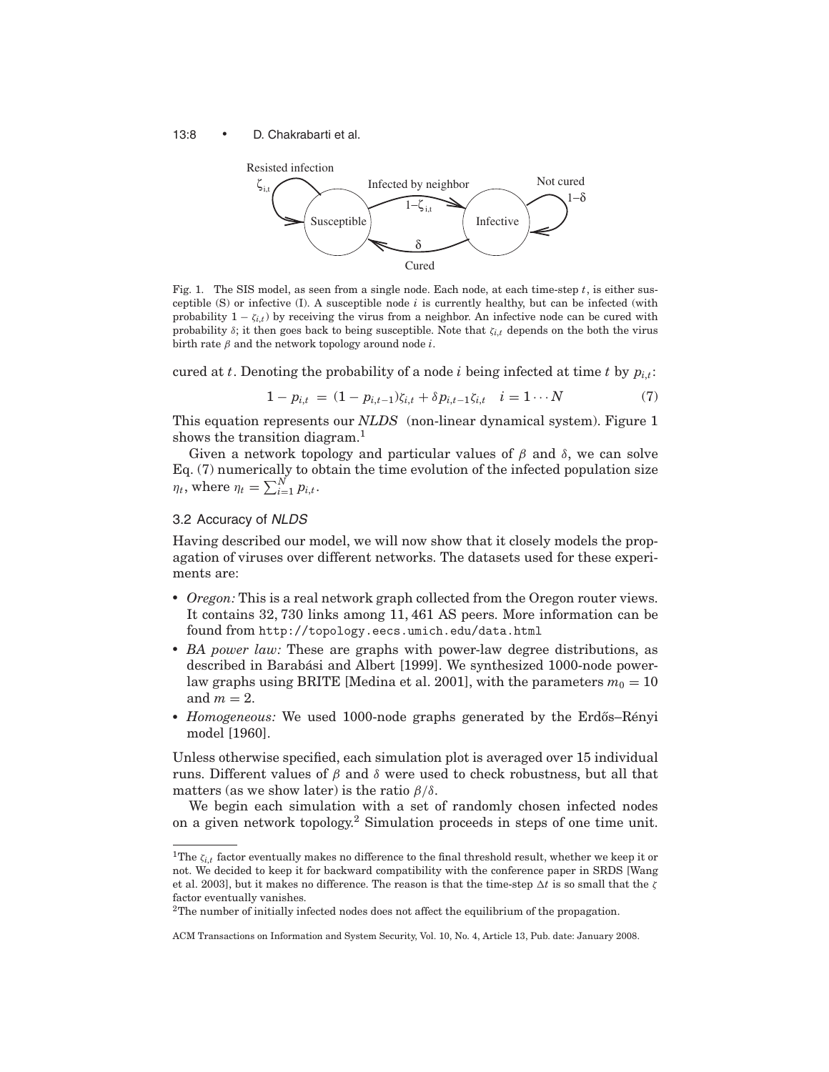Fig. 1. The SIS model, as seen from a single node. Each node, at each time-step $t$, is either susceptible (S) or infective (I). A susceptible node $i$ is currently healthy, but can be infected (with probability $1 - \zeta_{i,t}$) by receiving the virus from a neighbor. An infective node can be cured with probability $\delta$; it then goes back to being susceptible. Note that $\zeta_{i,t}$ depends on the both the virus birth rate $\beta$ and the network topology around node $i$.

cured at $t$. Denoting the probability of a node $i$ being infected at time $t$ by $p_{i,t}$:

$$1 - p_{i,t} = (1 - p_{i,t-1})\zeta_{i,t} + \delta p_{i,t-1}\zeta_{i,t} \quad i = 1 \cdots N \tag{7}$$

This equation represents our *NLDS* (non-linear dynamical system). Figure 1 shows the transition diagram.[1]

Given a network topology and particular values of $\beta$ and $\delta$, we can solve Eq. (7) numerically to obtain the time evolution of the infected population size $\eta_t$, where $\eta_t = \sum_{i=1}^{N} p_{i,t}$.

### 3.2 Accuracy of *NLDS*

Having described our model, we will now show that it closely models the propagation of viruses over different networks. The datasets used for these experiments are:

- *Oregon:* This is a real network graph collected from the Oregon router views. It contains 32,730 links among 11,461 AS peers. More information can be found from http://topology.eecs.umich.edu/data.html
- *BA power law:* These are graphs with power-law degree distributions, as described in Barabási and Albert [1999]. We synthesized 1000-node power-law graphs using BRITE [Medina et al. 2001], with the parameters $m_0 = 10$ and $m = 2$.
- *Homogeneous:* We used 1000-node graphs generated by the Erdős–Rényi model [1960].

Unless otherwise specified, each simulation plot is averaged over 15 individual runs. Different values of $\beta$ and $\delta$ were used to check robustness, but all that matters (as we show later) is the ratio $\beta/\delta$.

We begin each simulation with a set of randomly chosen infected nodes on a given network topology.[2] Simulation proceeds in steps of one time unit.

---

[1] The $\zeta_{i,t}$ factor eventually makes no difference to the final threshold result, whether we keep it or not. We decided to keep it for backward compatibility with the conference paper in SRDS [Wang et al. 2003], but it makes no difference. The reason is that the time-step $\Delta t$ is so small that the $\zeta$ factor eventually vanishes.

[2] The number of initially infected nodes does not affect the equilibrium of the propagation.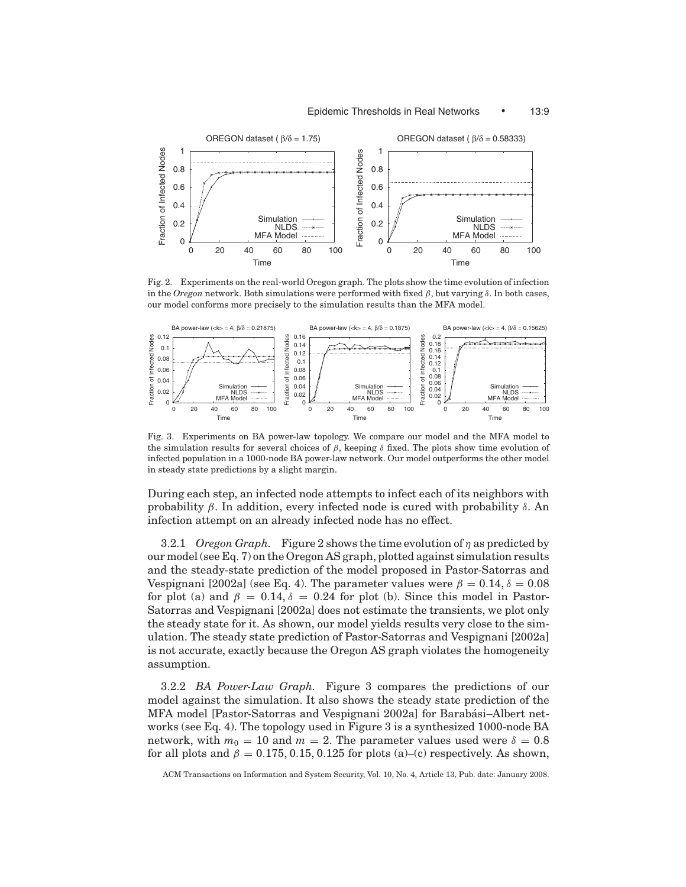Fig. 2. Experiments on the real-world Oregon graph. The plots show the time evolution of infection in the *Oregon* network. Both simulations were performed with fixed $\beta$, but varying $\delta$. In both cases, our model conforms more precisely to the simulation results than the MFA model.

Fig. 3. Experiments on BA power-law topology. We compare our model and the MFA model to the simulation results for several choices of $\beta$, keeping $\delta$ fixed. The plots show time evolution of infected population in a 1000-node BA power-law network. Our model outperforms the other model in steady state predictions by a slight margin.

During each step, an infected node attempts to infect each of its neighbors with probability $\beta$. In addition, every infected node is cured with probability $\delta$. An infection attempt on an already infected node has no effect.

3.2.1 *Oregon Graph.* Figure 2 shows the time evolution of $\eta$ as predicted by our model (see Eq. 7) on the Oregon AS graph, plotted against simulation results and the steady-state prediction of the model proposed in Pastor-Satorras and Vespignani [2002a] (see Eq. 4). The parameter values were $\beta = 0.14, \delta = 0.08$ for plot (a) and $\beta = 0.14, \delta = 0.24$ for plot (b). Since this model in Pastor-Satorras and Vespignani [2002a] does not estimate the transients, we plot only the steady state for it. As shown, our model yields results very close to the simulation. The steady state prediction of Pastor-Satorras and Vespignani [2002a] is not accurate, exactly because the Oregon AS graph violates the homogeneity assumption.

3.2.2 *BA Power-Law Graph.* Figure 3 compares the predictions of our model against the simulation. It also shows the steady state prediction of the MFA model [Pastor-Satorras and Vespignani 2002a] for Barabási–Albert networks (see Eq. 4). The topology used in Figure 3 is a synthesized 1000-node BA network, with $m_0 = 10$ and $m = 2$. The parameter values used were $\delta = 0.8$ for all plots and $\beta = 0.175, 0.15, 0.125$ for plots (a)–(c) respectively. As shown,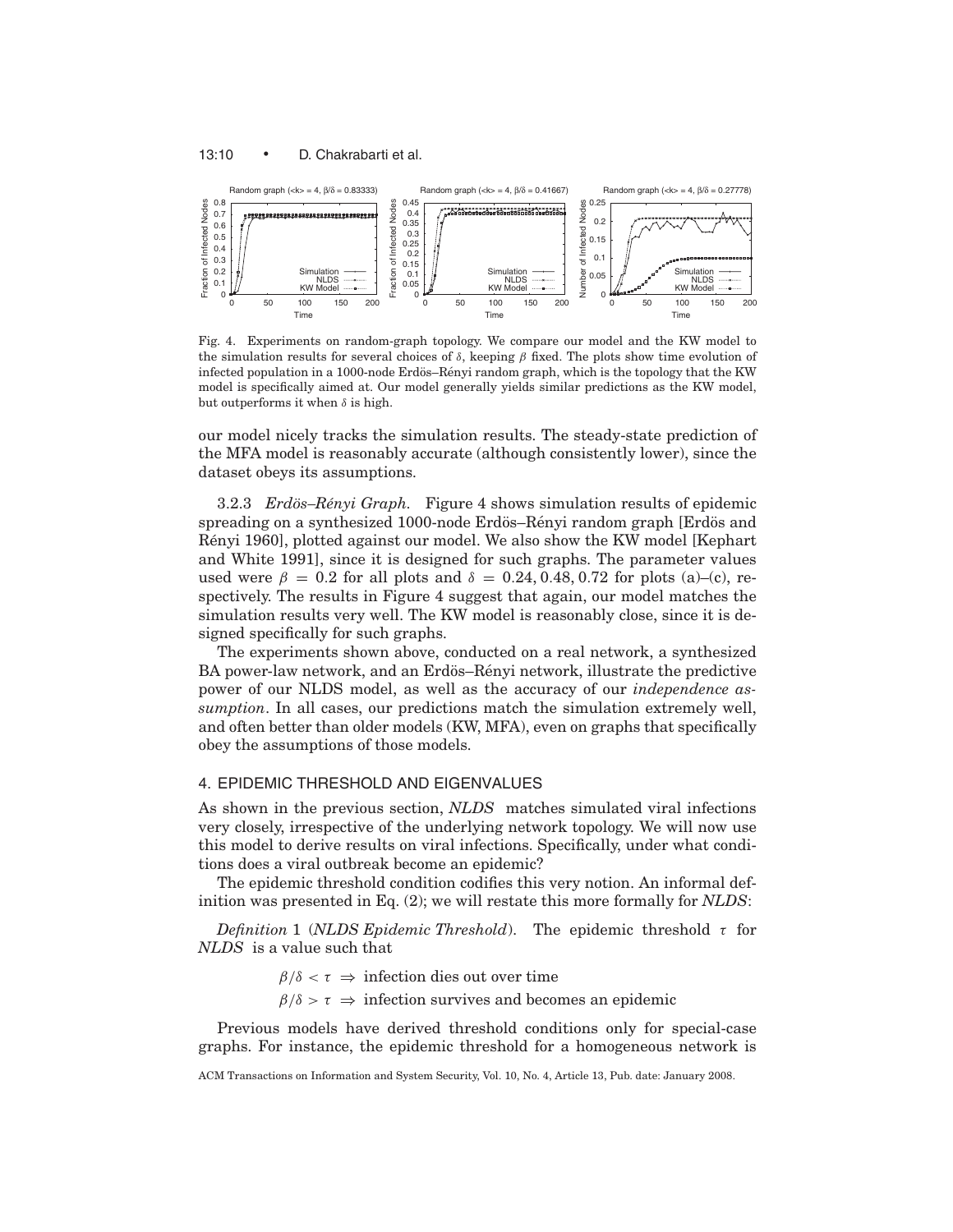Fig. 4. Experiments on random-graph topology. We compare our model and the KW model to the simulation results for several choices of $\delta$, keeping $\beta$ fixed. The plots show time evolution of infected population in a 1000-node Erdös–Rényi random graph, which is the topology that the KW model is specifically aimed at. Our model generally yields similar predictions as the KW model, but outperforms it when $\delta$ is high.

our model nicely tracks the simulation results. The steady-state prediction of the MFA model is reasonably accurate (although consistently lower), since the dataset obeys its assumptions.

3.2.3 *Erdös–Rényi Graph.* Figure 4 shows simulation results of epidemic spreading on a synthesized 1000-node Erdös–Rényi random graph [Erdös and Rényi 1960], plotted against our model. We also show the KW model [Kephart and White 1991], since it is designed for such graphs. The parameter values used were $\beta = 0.2$ for all plots and $\delta = 0.24, 0.48, 0.72$ for plots (a)–(c), respectively. The results in Figure 4 suggest that again, our model matches the simulation results very well. The KW model is reasonably close, since it is designed specifically for such graphs.

The experiments shown above, conducted on a real network, a synthesized BA power-law network, and an Erdös–Rényi network, illustrate the predictive power of our NLDS model, as well as the accuracy of our *independence assumption*. In all cases, our predictions match the simulation extremely well, and often better than older models (KW, MFA), even on graphs that specifically obey the assumptions of those models.

## 4. EPIDEMIC THRESHOLD AND EIGENVALUES

As shown in the previous section, *NLDS* matches simulated viral infections very closely, irrespective of the underlying network topology. We will now use this model to derive results on viral infections. Specifically, under what conditions does a viral outbreak become an epidemic?

The epidemic threshold condition codifies this very notion. An informal definition was presented in Eq. (2); we will restate this more formally for *NLDS*:

*Definition* 1 (*NLDS Epidemic Threshold*). The epidemic threshold $\tau$ for *NLDS* is a value such that

$$\beta/\delta < \tau \ \Rightarrow \ \text{infection dies out over time}$$

$$\beta/\delta > \tau \ \Rightarrow \ \text{infection survives and becomes an epidemic}$$

Previous models have derived threshold conditions only for special-case graphs. For instance, the epidemic threshold for a homogeneous network is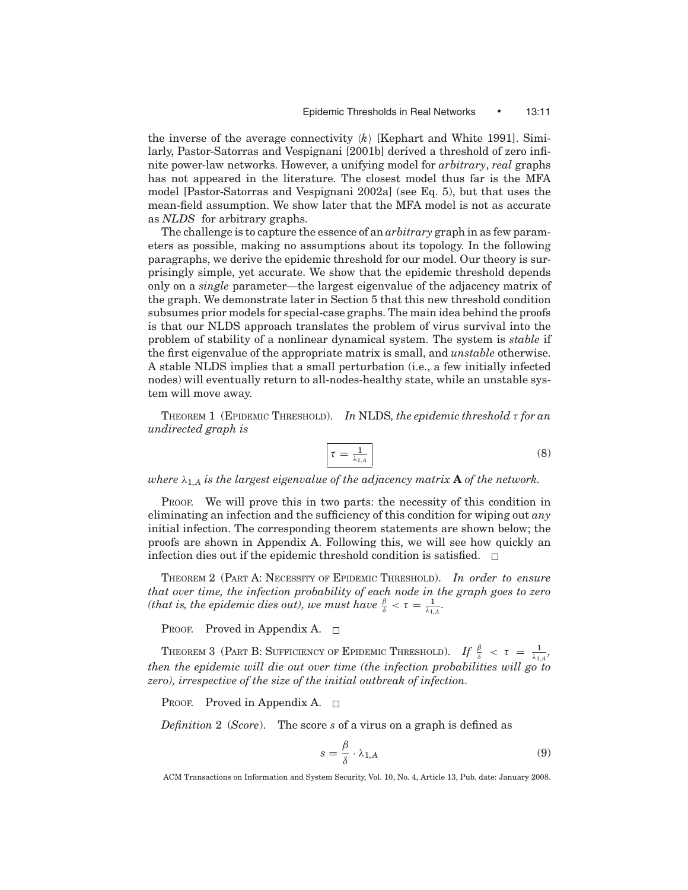the inverse of the average connectivity $\langle k \rangle$ [Kephart and White 1991]. Similarly, Pastor-Satorras and Vespignani [2001b] derived a threshold of zero infinite power-law networks. However, a unifying model for *arbitrary*, *real* graphs has not appeared in the literature. The closest model thus far is the MFA model [Pastor-Satorras and Vespignani 2002a] (see Eq. 5), but that uses the mean-field assumption. We show later that the MFA model is not as accurate as *NLDS* for arbitrary graphs.

The challenge is to capture the essence of an *arbitrary* graph in as few parameters as possible, making no assumptions about its topology. In the following paragraphs, we derive the epidemic threshold for our model. Our theory is surprisingly simple, yet accurate. We show that the epidemic threshold depends only on a *single* parameter—the largest eigenvalue of the adjacency matrix of the graph. We demonstrate later in Section 5 that this new threshold condition subsumes prior models for special-case graphs. The main idea behind the proofs is that our NLDS approach translates the problem of virus survival into the problem of stability of a nonlinear dynamical system. The system is *stable* if the first eigenvalue of the appropriate matrix is small, and *unstable* otherwise. A stable NLDS implies that a small perturbation (i.e., a few initially infected nodes) will eventually return to all-nodes-healthy state, while an unstable system will move away.

THEOREM 1 (EPIDEMIC THRESHOLD). *In* NLDS*, the epidemic threshold $\tau$ for an undirected graph is*

$$\boxed{\tau = \frac{1}{\lambda_{1,A}}} \tag{8}$$

*where $\lambda_{1,A}$ is the largest eigenvalue of the adjacency matrix* **A** *of the network.*

PROOF. We will prove this in two parts: the necessity of this condition in eliminating an infection and the sufficiency of this condition for wiping out *any* initial infection. The corresponding theorem statements are shown below; the proofs are shown in Appendix A. Following this, we will see how quickly an infection dies out if the epidemic threshold condition is satisfied. □

THEOREM 2 (PART A: NECESSITY OF EPIDEMIC THRESHOLD). *In order to ensure that over time, the infection probability of each node in the graph goes to zero (that is, the epidemic dies out), we must have $\frac{\beta}{\delta} < \tau = \frac{1}{\lambda_{1,A}}$.*

PROOF. Proved in Appendix A. □

THEOREM 3 (PART B: SUFFICIENCY OF EPIDEMIC THRESHOLD). *If $\frac{\beta}{\delta} < \tau = \frac{1}{\lambda_{1,A}}$, then the epidemic will die out over time (the infection probabilities will go to zero), irrespective of the size of the initial outbreak of infection.*

PROOF. Proved in Appendix A. □

*Definition* 2 (*Score*). The score $s$ of a virus on a graph is defined as

$$s = \frac{\beta}{\delta} \cdot \lambda_{1,A} \tag{9}$$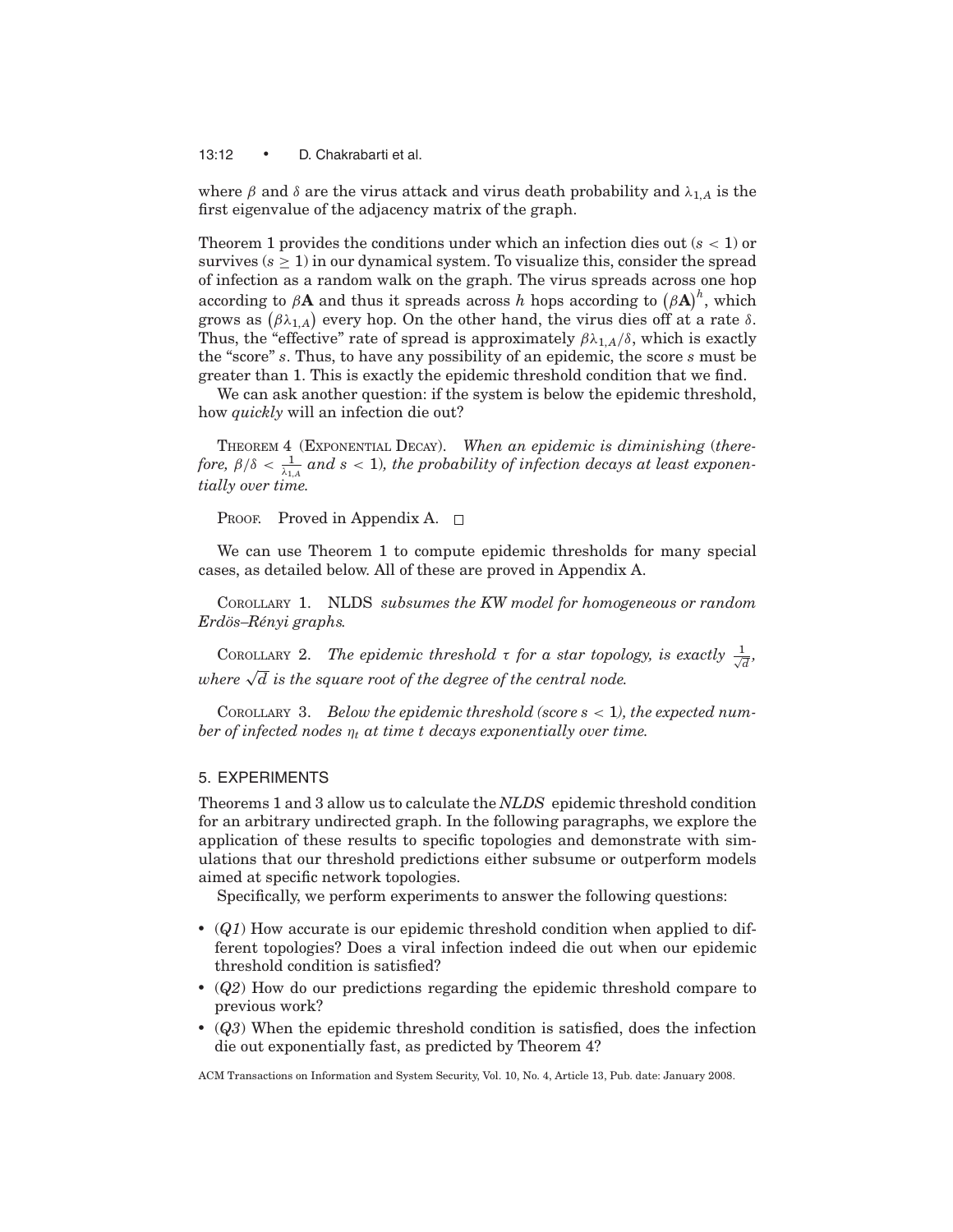where $\beta$ and $\delta$ are the virus attack and virus death probability and $\lambda_{1,A}$ is the first eigenvalue of the adjacency matrix of the graph.

Theorem 1 provides the conditions under which an infection dies out ($s < 1$) or survives ($s \geq 1$) in our dynamical system. To visualize this, consider the spread of infection as a random walk on the graph. The virus spreads across one hop according to $\beta\mathbf{A}$ and thus it spreads across $h$ hops according to $(\beta\mathbf{A})^h$, which grows as $(\beta\lambda_{1,A})$ every hop. On the other hand, the virus dies off at a rate $\delta$. Thus, the "effective" rate of spread is approximately $\beta\lambda_{1,A}/\delta$, which is exactly the "score" $s$. Thus, to have any possibility of an epidemic, the score $s$ must be greater than 1. This is exactly the epidemic threshold condition that we find.

We can ask another question: if the system is below the epidemic threshold, how *quickly* will an infection die out?

THEOREM 4 (EXPONENTIAL DECAY). *When an epidemic is diminishing (therefore, $\beta/\delta < \frac{1}{\lambda_{1,A}}$ and $s < 1$), the probability of infection decays at least exponentially over time.*

PROOF. Proved in Appendix A. □

We can use Theorem 1 to compute epidemic thresholds for many special cases, as detailed below. All of these are proved in Appendix A.

COROLLARY 1. NLDS *subsumes the KW model for homogeneous or random Erdös–Rényi graphs.*

COROLLARY 2. *The epidemic threshold $\tau$ for a star topology, is exactly $\frac{1}{\sqrt{d}}$, where $\sqrt{d}$ is the square root of the degree of the central node.*

COROLLARY 3. *Below the epidemic threshold (score $s < 1$), the expected number of infected nodes $\eta_t$ at time $t$ decays exponentially over time.*

## 5. EXPERIMENTS

Theorems 1 and 3 allow us to calculate the *NLDS* epidemic threshold condition for an arbitrary undirected graph. In the following paragraphs, we explore the application of these results to specific topologies and demonstrate with simulations that our threshold predictions either subsume or outperform models aimed at specific network topologies.

Specifically, we perform experiments to answer the following questions:

- (*Q1*) How accurate is our epidemic threshold condition when applied to different topologies? Does a viral infection indeed die out when our epidemic threshold condition is satisfied?
- (*Q2*) How do our predictions regarding the epidemic threshold compare to previous work?
- (*Q3*) When the epidemic threshold condition is satisfied, does the infection die out exponentially fast, as predicted by Theorem 4?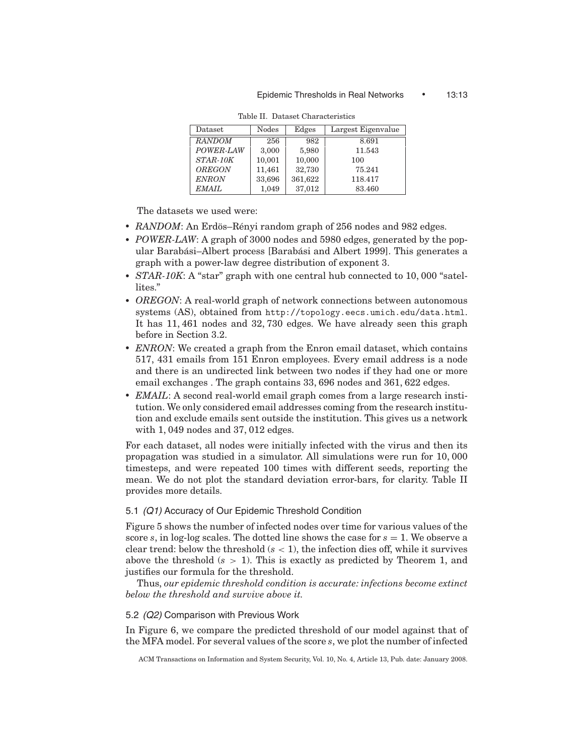Table II. Dataset Characteristics

| Dataset | Nodes | Edges | Largest Eigenvalue |
|---|---|---|---|
| *RANDOM* | 256 | 982 | 8.691 |
| *POWER-LAW* | 3,000 | 5,980 | 11.543 |
| *STAR-10K* | 10,001 | 10,000 | 100 |
| *OREGON* | 11,461 | 32,730 | 75.241 |
| *ENRON* | 33,696 | 361,622 | 118.417 |
| *EMAIL* | 1,049 | 37,012 | 83.460 |

The datasets we used were:

- *RANDOM*: An Erdös–Rényi random graph of 256 nodes and 982 edges.
- *POWER-LAW*: A graph of 3000 nodes and 5980 edges, generated by the popular Barabási–Albert process [Barabási and Albert 1999]. This generates a graph with a power-law degree distribution of exponent 3.
- *STAR-10K*: A "star" graph with one central hub connected to 10, 000 "satellites."
- *OREGON*: A real-world graph of network connections between autonomous systems (AS), obtained from http://topology.eecs.umich.edu/data.html. It has 11, 461 nodes and 32, 730 edges. We have already seen this graph before in Section 3.2.
- *ENRON*: We created a graph from the Enron email dataset, which contains 517, 431 emails from 151 Enron employees. Every email address is a node and there is an undirected link between two nodes if they had one or more email exchanges . The graph contains 33, 696 nodes and 361, 622 edges.
- *EMAIL*: A second real-world email graph comes from a large research institution. We only considered email addresses coming from the research institution and exclude emails sent outside the institution. This gives us a network with 1, 049 nodes and 37, 012 edges.

For each dataset, all nodes were initially infected with the virus and then its propagation was studied in a simulator. All simulations were run for 10, 000 timesteps, and were repeated 100 times with different seeds, reporting the mean. We do not plot the standard deviation error-bars, for clarity. Table II provides more details.

### 5.1 *(Q1)* Accuracy of Our Epidemic Threshold Condition

Figure 5 shows the number of infected nodes over time for various values of the score $s$, in log-log scales. The dotted line shows the case for $s = 1$. We observe a clear trend: below the threshold ($s < 1$), the infection dies off, while it survives above the threshold ($s > 1$). This is exactly as predicted by Theorem 1, and justifies our formula for the threshold.

Thus, *our epidemic threshold condition is accurate: infections become extinct below the threshold and survive above it.*

### 5.2 *(Q2)* Comparison with Previous Work

In Figure 6, we compare the predicted threshold of our model against that of the MFA model. For several values of the score $s$, we plot the number of infected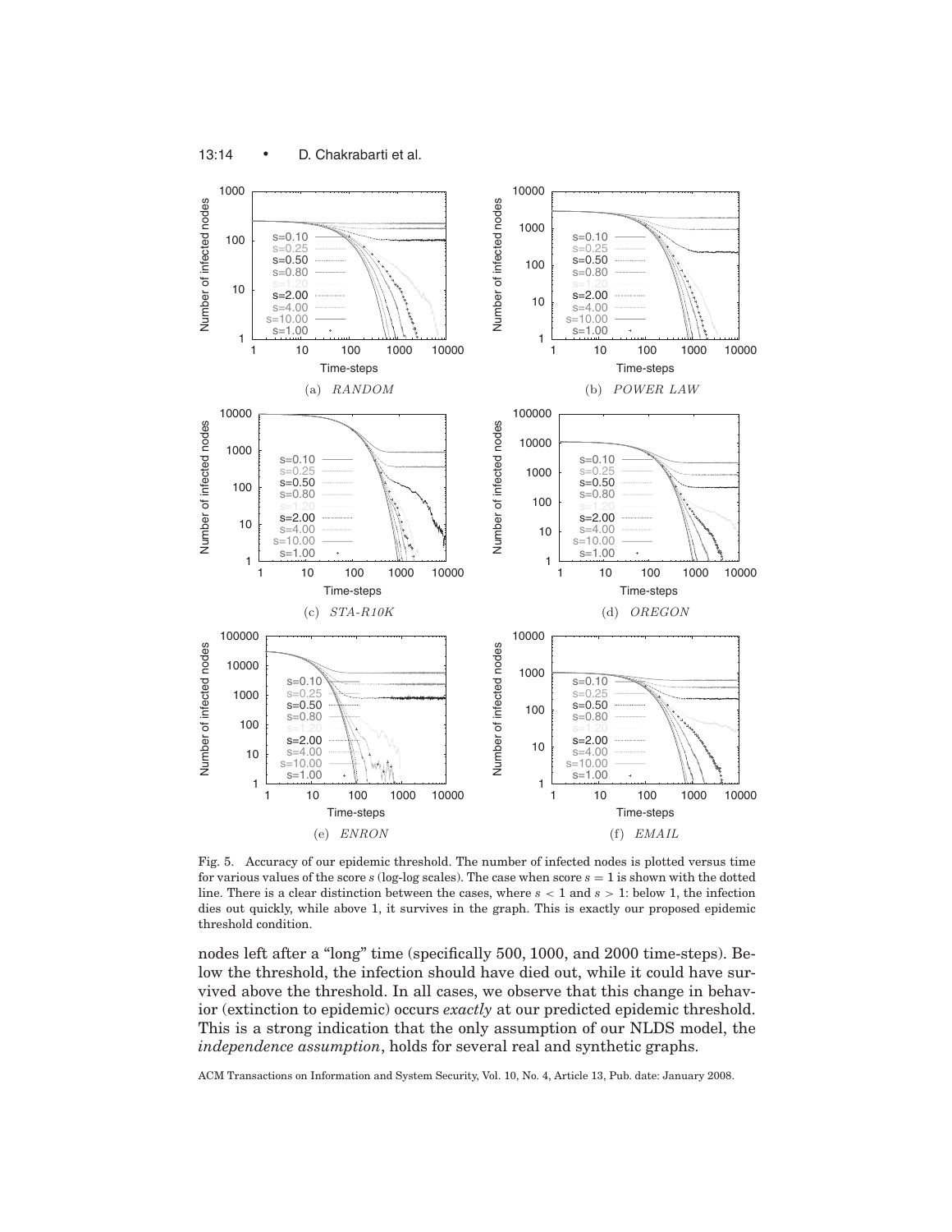Fig. 5. Accuracy of our epidemic threshold. The number of infected nodes is plotted versus time for various values of the score $s$ (log-log scales). The case when score $s = 1$ is shown with the dotted line. There is a clear distinction between the cases, where $s < 1$ and $s > 1$: below 1, the infection dies out quickly, while above 1, it survives in the graph. This is exactly our proposed epidemic threshold condition.

nodes left after a "long" time (specifically 500, 1000, and 2000 time-steps). Below the threshold, the infection should have died out, while it could have survived above the threshold. In all cases, we observe that this change in behavior (extinction to epidemic) occurs *exactly* at our predicted epidemic threshold. This is a strong indication that the only assumption of our NLDS model, the *independence assumption*, holds for several real and synthetic graphs.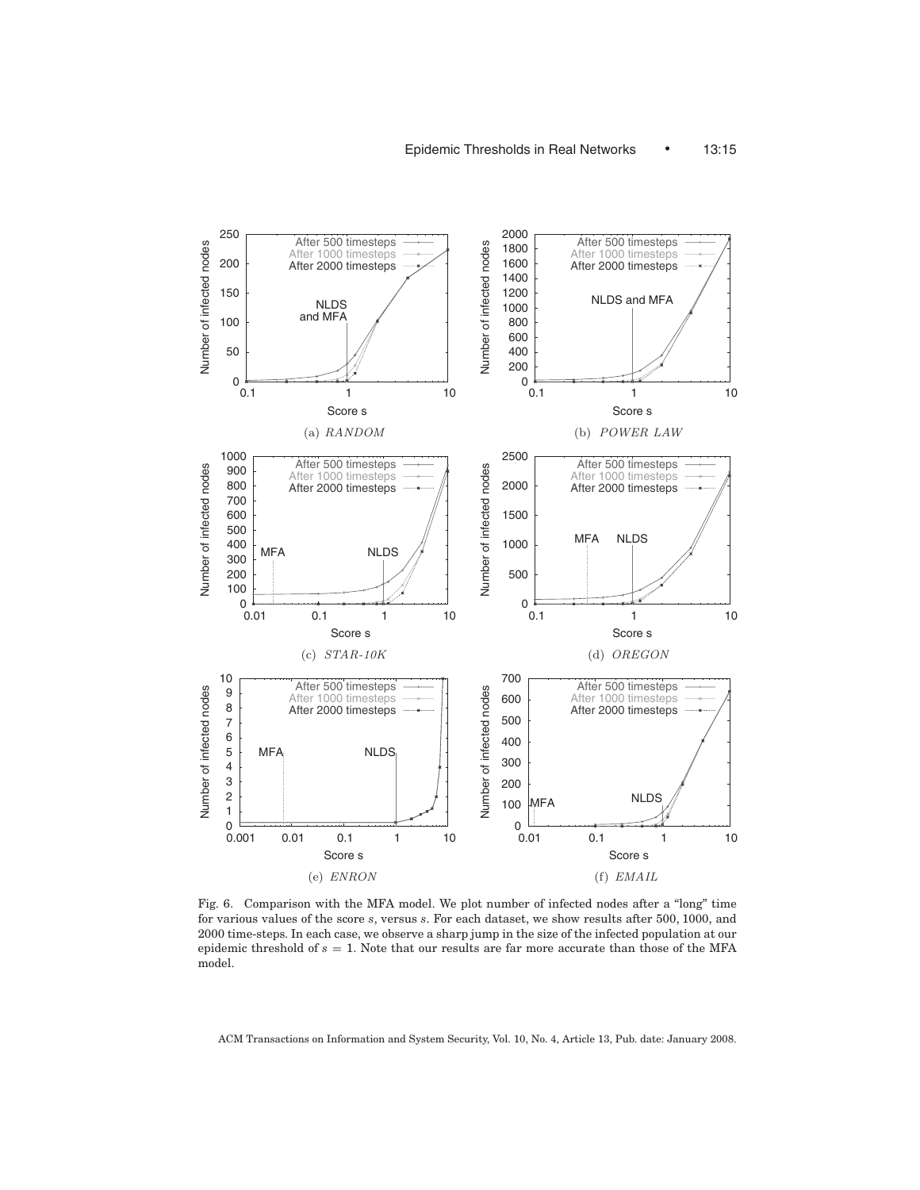(a) *RANDOM*

(b) *POWER LAW*

(c) *STAR-10K*

(d) *OREGON*

(e) *ENRON*

(f) *EMAIL*

Fig. 6. Comparison with the MFA model. We plot number of infected nodes after a “long” time for various values of the score $s$, versus $s$. For each dataset, we show results after 500, 1000, and 2000 time-steps. In each case, we observe a sharp jump in the size of the infected population at our epidemic threshold of $s = 1$. Note that our results are far more accurate than those of the MFA model.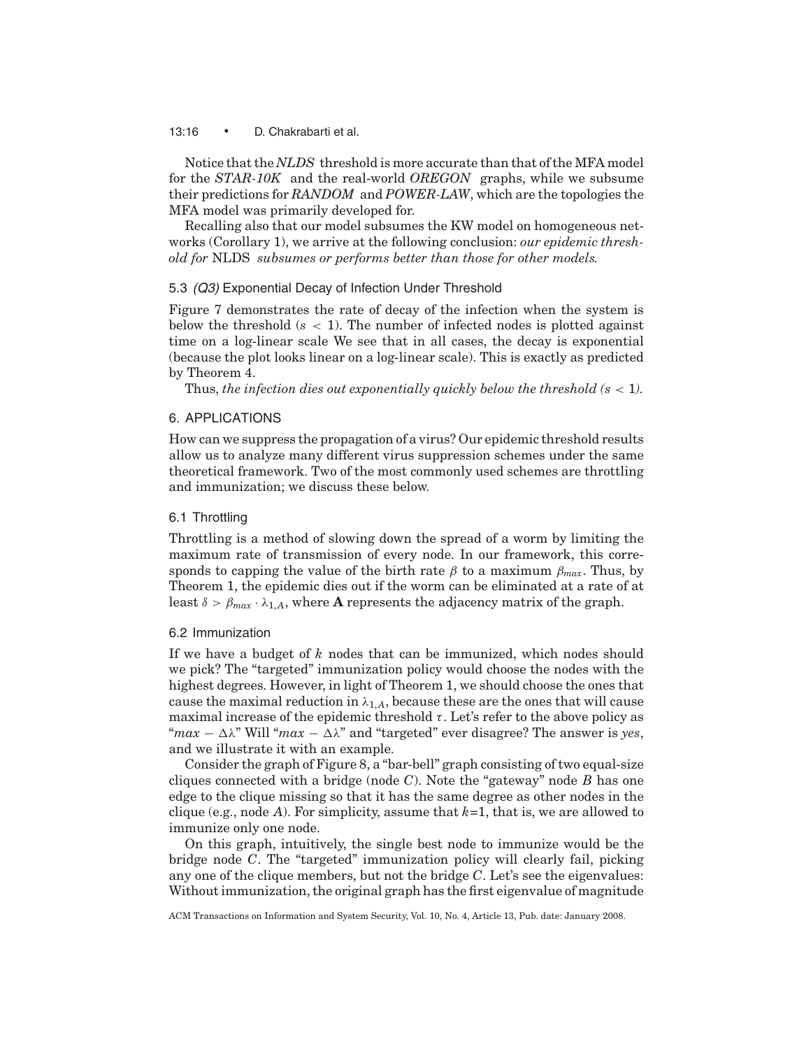Notice that the *NLDS* threshold is more accurate than that of the MFA model for the *STAR-10K* and the real-world *OREGON* graphs, while we subsume their predictions for *RANDOM* and *POWER-LAW*, which are the topologies the MFA model was primarily developed for.

Recalling also that our model subsumes the KW model on homogeneous networks (Corollary 1), we arrive at the following conclusion: *our epidemic threshold for* NLDS *subsumes or performs better than those for other models.*

### 5.3 *(Q3)* Exponential Decay of Infection Under Threshold

Figure 7 demonstrates the rate of decay of the infection when the system is below the threshold ($s < 1$). The number of infected nodes is plotted against time on a log-linear scale We see that in all cases, the decay is exponential (because the plot looks linear on a log-linear scale). This is exactly as predicted by Theorem 4.

Thus, *the infection dies out exponentially quickly below the threshold ($s < 1$).*

## 6. APPLICATIONS

How can we suppress the propagation of a virus? Our epidemic threshold results allow us to analyze many different virus suppression schemes under the same theoretical framework. Two of the most commonly used schemes are throttling and immunization; we discuss these below.

### 6.1 Throttling

Throttling is a method of slowing down the spread of a worm by limiting the maximum rate of transmission of every node. In our framework, this corresponds to capping the value of the birth rate $\beta$ to a maximum $\beta_{max}$. Thus, by Theorem 1, the epidemic dies out if the worm can be eliminated at a rate of at least $\delta > \beta_{max} \cdot \lambda_{1,A}$, where $\mathbf{A}$ represents the adjacency matrix of the graph.

### 6.2 Immunization

If we have a budget of $k$ nodes that can be immunized, which nodes should we pick? The "targeted" immunization policy would choose the nodes with the highest degrees. However, in light of Theorem 1, we should choose the ones that cause the maximal reduction in $\lambda_{1,A}$, because these are the ones that will cause maximal increase of the epidemic threshold $\tau$. Let's refer to the above policy as "$max - \Delta\lambda$" Will "$max - \Delta\lambda$" and "targeted" ever disagree? The answer is *yes*, and we illustrate it with an example.

Consider the graph of Figure 8, a "bar-bell" graph consisting of two equal-size cliques connected with a bridge (node $C$). Note the "gateway" node $B$ has one edge to the clique missing so that it has the same degree as other nodes in the clique (e.g., node $A$). For simplicity, assume that $k$=1, that is, we are allowed to immunize only one node.

On this graph, intuitively, the single best node to immunize would be the bridge node $C$. The "targeted" immunization policy will clearly fail, picking any one of the clique members, but not the bridge $C$. Let's see the eigenvalues: Without immunization, the original graph has the first eigenvalue of magnitude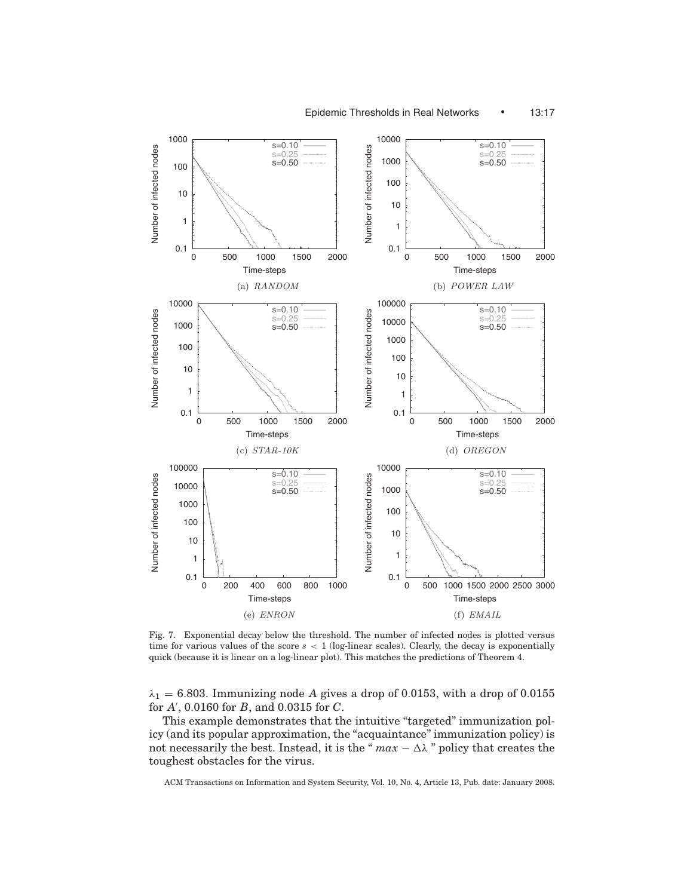Fig. 7. Exponential decay below the threshold. The number of infected nodes is plotted versus time for various values of the score $s < 1$ (log-linear scales). Clearly, the decay is exponentially quick (because it is linear on a log-linear plot). This matches the predictions of Theorem 4.

$\lambda_1 = 6.803$. Immunizing node $A$ gives a drop of 0.0153, with a drop of 0.0155 for $A'$, 0.0160 for $B$, and 0.0315 for $C$.

This example demonstrates that the intuitive "targeted" immunization policy (and its popular approximation, the "acquaintance" immunization policy) is not necessarily the best. Instead, it is the " $max - \Delta\lambda$ " policy that creates the toughest obstacles for the virus.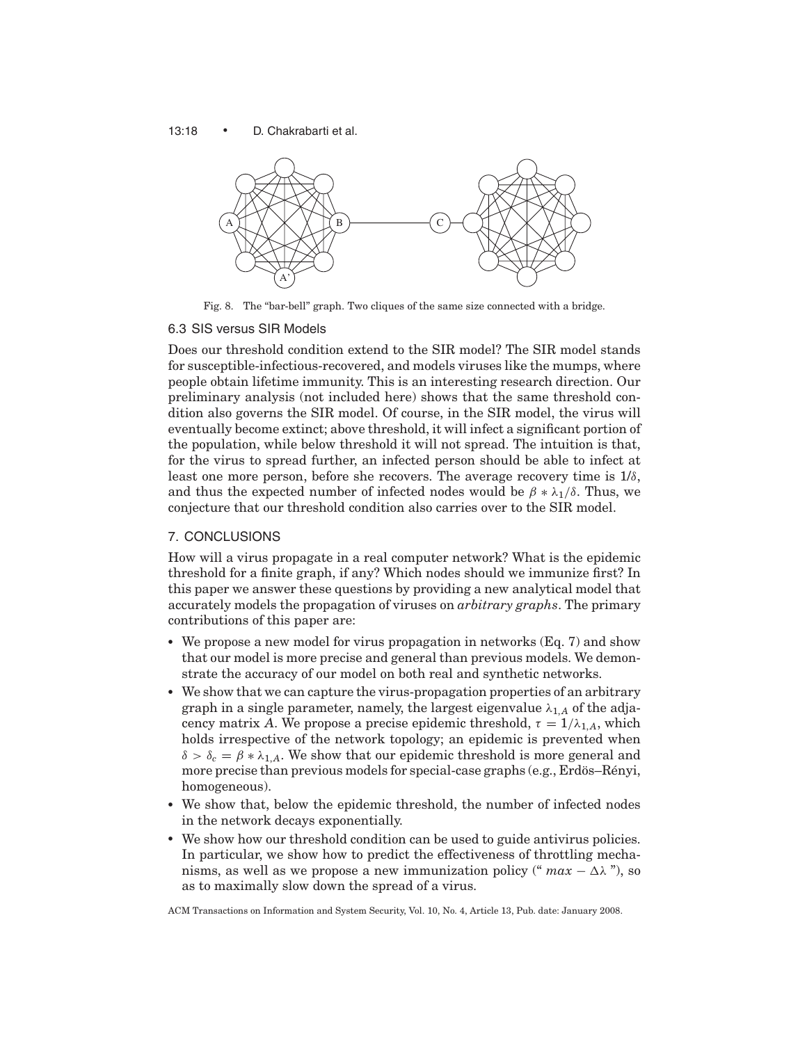Fig. 8. The "bar-bell" graph. Two cliques of the same size connected with a bridge.

### 6.3 SIS versus SIR Models

Does our threshold condition extend to the SIR model? The SIR model stands for susceptible-infectious-recovered, and models viruses like the mumps, where people obtain lifetime immunity. This is an interesting research direction. Our preliminary analysis (not included here) shows that the same threshold condition also governs the SIR model. Of course, in the SIR model, the virus will eventually become extinct; above threshold, it will infect a significant portion of the population, while below threshold it will not spread. The intuition is that, for the virus to spread further, an infected person should be able to infect at least one more person, before she recovers. The average recovery time is $1/\delta$, and thus the expected number of infected nodes would be $\beta * \lambda_1/\delta$. Thus, we conjecture that our threshold condition also carries over to the SIR model.

## 7. CONCLUSIONS

How will a virus propagate in a real computer network? What is the epidemic threshold for a finite graph, if any? Which nodes should we immunize first? In this paper we answer these questions by providing a new analytical model that accurately models the propagation of viruses on *arbitrary graphs*. The primary contributions of this paper are:

- We propose a new model for virus propagation in networks (Eq. 7) and show that our model is more precise and general than previous models. We demonstrate the accuracy of our model on both real and synthetic networks.
- We show that we can capture the virus-propagation properties of an arbitrary graph in a single parameter, namely, the largest eigenvalue $\lambda_{1,A}$ of the adjacency matrix $A$. We propose a precise epidemic threshold, $\tau = 1/\lambda_{1,A}$, which holds irrespective of the network topology; an epidemic is prevented when $\delta > \delta_c = \beta * \lambda_{1,A}$. We show that our epidemic threshold is more general and more precise than previous models for special-case graphs (e.g., Erdös–Rényi, homogeneous).
- We show that, below the epidemic threshold, the number of infected nodes in the network decays exponentially.
- We show how our threshold condition can be used to guide antivirus policies. In particular, we show how to predict the effectiveness of throttling mechanisms, as well as we propose a new immunization policy ("$max - \Delta\lambda$"), so as to maximally slow down the spread of a virus.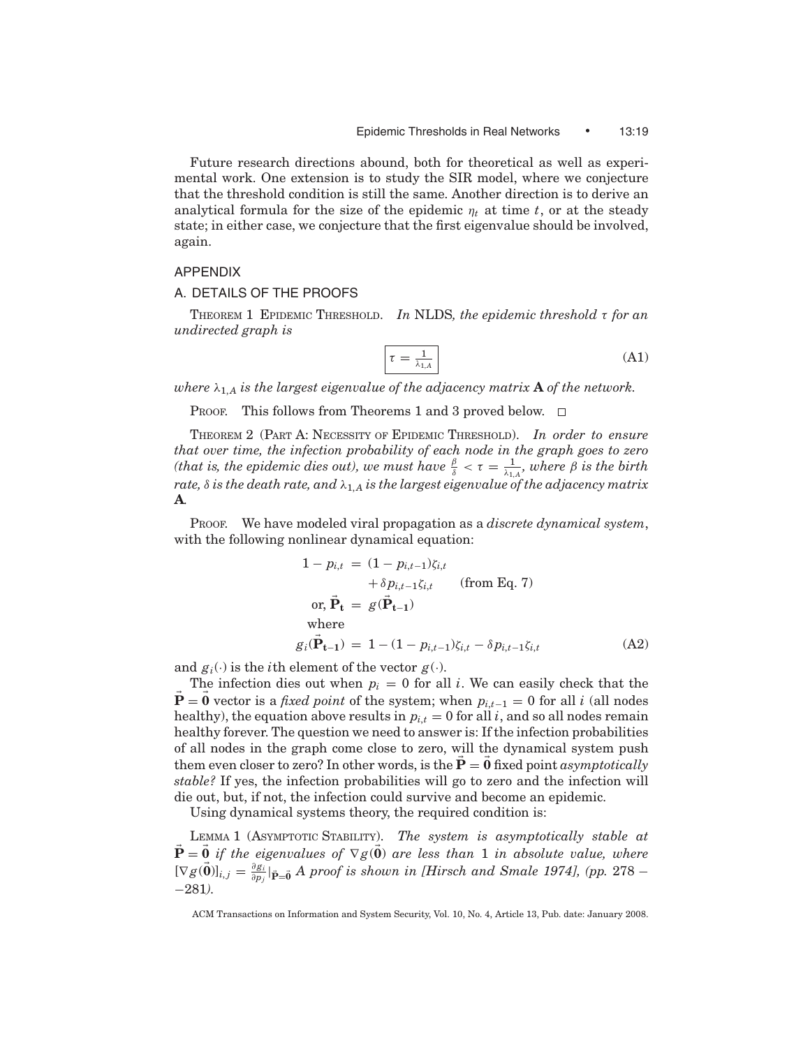Future research directions abound, both for theoretical as well as experimental work. One extension is to study the SIR model, where we conjecture that the threshold condition is still the same. Another direction is to derive an analytical formula for the size of the epidemic $\eta_t$ at time $t$, or at the steady state; in either case, we conjecture that the first eigenvalue should be involved, again.

## APPENDIX

## A. DETAILS OF THE PROOFS

THEOREM 1 EPIDEMIC THRESHOLD. *In* NLDS*, the epidemic threshold $\tau$ for an undirected graph is*

$$\boxed{\tau = \frac{1}{\lambda_{1,A}}} \tag{A1}$$

*where $\lambda_{1,A}$ is the largest eigenvalue of the adjacency matrix* **A** *of the network.*

PROOF. This follows from Theorems 1 and 3 proved below. □

THEOREM 2 (PART A: NECESSITY OF EPIDEMIC THRESHOLD). *In order to ensure that over time, the infection probability of each node in the graph goes to zero (that is, the epidemic dies out), we must have $\frac{\beta}{\delta} < \tau = \frac{1}{\lambda_{1,A}}$, where $\beta$ is the birth rate, $\delta$ is the death rate, and $\lambda_{1,A}$ is the largest eigenvalue of the adjacency matrix* **A**.

PROOF. We have modeled viral propagation as a *discrete dynamical system*, with the following nonlinear dynamical equation:

$$\begin{aligned}
1 - p_{i,t} &= (1 - p_{i,t-1})\zeta_{i,t} \\
&\quad + \delta p_{i,t-1}\zeta_{i,t} \qquad \text{(from Eq. 7)} \\
\text{or, } \vec{\mathbf{P}}_{\mathbf{t}} &= g(\vec{\mathbf{P}}_{\mathbf{t-1}}) \\
\text{where} & \\
g_i(\vec{\mathbf{P}}_{\mathbf{t-1}}) &= 1 - (1 - p_{i,t-1})\zeta_{i,t} - \delta p_{i,t-1}\zeta_{i,t}
\end{aligned} \tag{A2}$$

and $g_i(\cdot)$ is the $i$th element of the vector $g(\cdot)$.

The infection dies out when $p_i = 0$ for all $i$. We can easily check that the $\vec{\mathbf{P}} = \vec{\mathbf{0}}$ vector is a *fixed point* of the system; when $p_{i,t-1} = 0$ for all $i$ (all nodes healthy), the equation above results in $p_{i,t} = 0$ for all $i$, and so all nodes remain healthy forever. The question we need to answer is: If the infection probabilities of all nodes in the graph come close to zero, will the dynamical system push them even closer to zero? In other words, is the $\vec{\mathbf{P}} = \vec{\mathbf{0}}$ fixed point *asymptotically stable?* If yes, the infection probabilities will go to zero and the infection will die out, but, if not, the infection could survive and become an epidemic.

Using dynamical systems theory, the required condition is:

LEMMA 1 (ASYMPTOTIC STABILITY). *The system is asymptotically stable at $\vec{\mathbf{P}} = \vec{\mathbf{0}}$ if the eigenvalues of $\nabla g(\vec{\mathbf{0}})$ are less than 1 in absolute value, where $[\nabla g(\vec{\mathbf{0}})]_{i,j} = \frac{\partial g_i}{\partial p_j}|_{\vec{\mathbf{P}}=\vec{\mathbf{0}}}$ A proof is shown in [Hirsch and Smale 1974], (pp. 278 − −281).*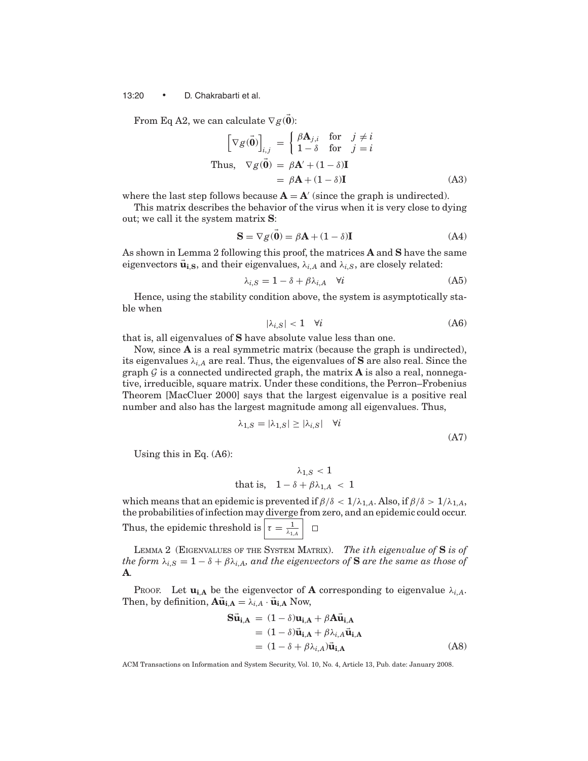From Eq A2, we can calculate $\nabla g(\vec{\mathbf{0}})$:

$$
\left[\nabla g(\vec{\mathbf{0}})\right]_{i,j} = \begin{cases} \beta \mathbf{A}_{j,i} & \text{for} \quad j \neq i \\ 1-\delta & \text{for} \quad j = i \end{cases}
$$

$$
\begin{aligned}
\text{Thus,} \quad \nabla g(\vec{\mathbf{0}}) &= \beta \mathbf{A}' + (1-\delta)\mathbf{I} \\
&= \beta \mathbf{A} + (1-\delta)\mathbf{I} \qquad \text{(A3)}
\end{aligned}
$$

where the last step follows because $\mathbf{A} = \mathbf{A}'$ (since the graph is undirected).

This matrix describes the behavior of the virus when it is very close to dying out; we call it the system matrix $\mathbf{S}$:

$$
\mathbf{S} = \nabla g(\vec{\mathbf{0}}) = \beta \mathbf{A} + (1-\delta)\mathbf{I} \qquad \text{(A4)}
$$

As shown in Lemma 2 following this proof, the matrices $\mathbf{A}$ and $\mathbf{S}$ have the same eigenvectors $\vec{\mathbf{u}}_{\mathbf{i,S}}$, and their eigenvalues, $\lambda_{i,A}$ and $\lambda_{i,S}$, are closely related:

$$
\lambda_{i,S} = 1 - \delta + \beta \lambda_{i,A} \quad \forall i \qquad \text{(A5)}
$$

Hence, using the stability condition above, the system is asymptotically stable when

$$
|\lambda_{i,S}| < 1 \quad \forall i \qquad \text{(A6)}
$$

that is, all eigenvalues of $\mathbf{S}$ have absolute value less than one.

Now, since $\mathbf{A}$ is a real symmetric matrix (because the graph is undirected), its eigenvalues $\lambda_{i,A}$ are real. Thus, the eigenvalues of $\mathbf{S}$ are also real. Since the graph $\mathcal{G}$ is a connected undirected graph, the matrix $\mathbf{A}$ is also a real, nonnegative, irreducible, square matrix. Under these conditions, the Perron–Frobenius Theorem [MacCluer 2000] says that the largest eigenvalue is a positive real number and also has the largest magnitude among all eigenvalues. Thus,

$$
\lambda_{1,S} = |\lambda_{1,S}| \geq |\lambda_{i,S}| \quad \forall i \qquad \text{(A7)}
$$

Using this in Eq. (A6):

$$
\begin{aligned}
\lambda_{1,S} &< 1 \\
\text{that is,} \quad 1 - \delta + \beta \lambda_{1,A} &< 1
\end{aligned}
$$

which means that an epidemic is prevented if $\beta/\delta < 1/\lambda_{1,A}$. Also, if $\beta/\delta > 1/\lambda_{1,A}$, the probabilities of infection may diverge from zero, and an epidemic could occur. Thus, the epidemic threshold is $\boxed{\tau = \frac{1}{\lambda_{1,A}}}$ □

LEMMA 2 (EIGENVALUES OF THE SYSTEM MATRIX). *The $i$th eigenvalue of $\mathbf{S}$ is of the form $\lambda_{i,S} = 1 - \delta + \beta \lambda_{i,A}$, and the eigenvectors of $\mathbf{S}$ are the same as those of $\mathbf{A}$.*

PROOF. Let $\mathbf{u_{i,A}}$ be the eigenvector of $\mathbf{A}$ corresponding to eigenvalue $\lambda_{i,A}$. Then, by definition, $\mathbf{A}\vec{\mathbf{u}}_{\mathbf{i,A}} = \lambda_{i,A} \cdot \vec{\mathbf{u}}_{\mathbf{i,A}}$ Now,

$$
\begin{aligned}
\mathbf{S}\vec{\mathbf{u}}_{\mathbf{i,A}} &= (1-\delta)\mathbf{u_{i,A}} + \beta \mathbf{A}\vec{\mathbf{u}}_{\mathbf{i,A}} \\
&= (1-\delta)\vec{\mathbf{u}}_{\mathbf{i,A}} + \beta \lambda_{i,A} \vec{\mathbf{u}}_{\mathbf{i,A}} \\
&= (1 - \delta + \beta \lambda_{i,A})\vec{\mathbf{u}}_{\mathbf{i,A}} \qquad \text{(A8)}
\end{aligned}
$$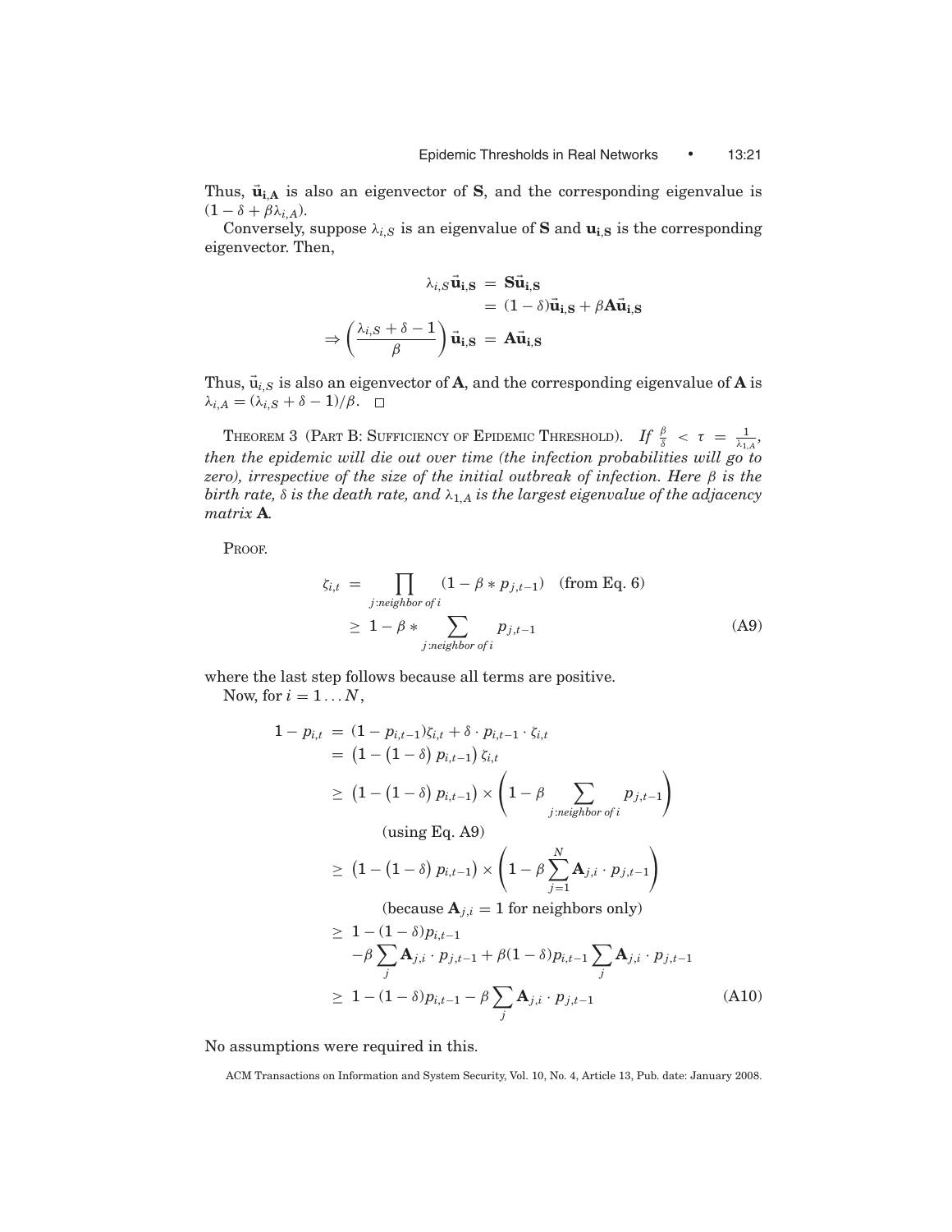Thus, $\vec{\mathbf{u}}_{\mathbf{i,A}}$ is also an eigenvector of $\mathbf{S}$, and the corresponding eigenvalue is $(1 - \delta + \beta\lambda_{i,A})$.

Conversely, suppose $\lambda_{i,S}$ is an eigenvalue of $\mathbf{S}$ and $\mathbf{u_{i,S}}$ is the corresponding eigenvector. Then,

$$
\begin{aligned}
\lambda_{i,S}\vec{\mathbf{u}}_{\mathbf{i,S}} &= \mathbf{S}\vec{\mathbf{u}}_{\mathbf{i,S}} \\
&= (1-\delta)\vec{\mathbf{u}}_{\mathbf{i,S}} + \beta\mathbf{A}\vec{\mathbf{u}}_{\mathbf{i,S}} \\
\Rightarrow \left(\frac{\lambda_{i,S}+\delta-1}{\beta}\right)\vec{\mathbf{u}}_{\mathbf{i,S}} &= \mathbf{A}\vec{\mathbf{u}}_{\mathbf{i,S}}
\end{aligned}
$$

Thus, $\vec{\mathrm{u}}_{i,S}$ is also an eigenvector of $\mathbf{A}$, and the corresponding eigenvalue of $\mathbf{A}$ is $\lambda_{i,A} = (\lambda_{i,S} + \delta - 1)/\beta$. □

THEOREM 3 (PART B: SUFFICIENCY OF EPIDEMIC THRESHOLD). *If $\frac{\beta}{\delta} < \tau = \frac{1}{\lambda_{1,A}}$, then the epidemic will die out over time (the infection probabilities will go to zero), irrespective of the size of the initial outbreak of infection. Here $\beta$ is the birth rate, $\delta$ is the death rate, and $\lambda_{1,A}$ is the largest eigenvalue of the adjacency matrix $\mathbf{A}$.*

PROOF.

$$
\begin{aligned}
\zeta_{i,t} &= \prod_{j:\text{neighbor of } i} (1 - \beta * p_{j,t-1}) \quad \text{(from Eq. 6)} \\
&\geq 1 - \beta * \sum_{j:\text{neighbor of } i} p_{j,t-1}
\end{aligned} \tag{A9}
$$

where the last step follows because all terms are positive.

Now, for $i = 1 \ldots N$,

$$
\begin{aligned}
1 - p_{i,t} &= (1 - p_{i,t-1})\zeta_{i,t} + \delta \cdot p_{i,t-1} \cdot \zeta_{i,t} \\
&= \left(1 - \left(1-\delta\right) p_{i,t-1}\right) \zeta_{i,t} \\
&\geq \left(1 - \left(1-\delta\right) p_{i,t-1}\right) \times \left(1 - \beta \sum_{j:\text{neighbor of } i} p_{j,t-1}\right) \\
&\qquad \text{(using Eq. A9)} \\
&\geq \left(1 - \left(1-\delta\right) p_{i,t-1}\right) \times \left(1 - \beta \sum_{j=1}^{N} \mathbf{A}_{j,i} \cdot p_{j,t-1}\right) \\
&\qquad \text{(because } \mathbf{A}_{j,i} = 1 \text{ for neighbors only)} \\
&\geq 1 - (1-\delta)p_{i,t-1} \\
&\quad -\beta \sum_{j} \mathbf{A}_{j,i} \cdot p_{j,t-1} + \beta(1-\delta)p_{i,t-1} \sum_{j} \mathbf{A}_{j,i} \cdot p_{j,t-1} \\
&\geq 1 - (1-\delta)p_{i,t-1} - \beta \sum_{j} \mathbf{A}_{j,i} \cdot p_{j,t-1}
\end{aligned} \tag{A10}
$$

No assumptions were required in this.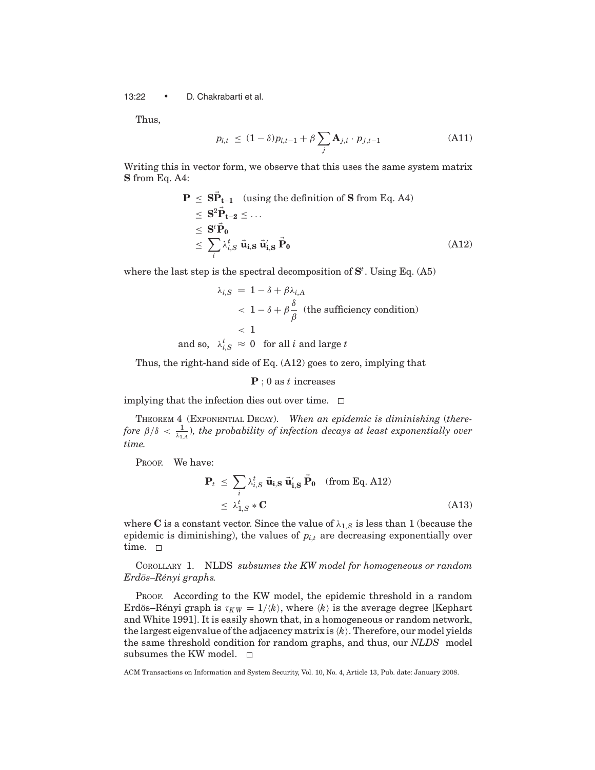Thus,

$$p_{i,t} \leq (1 - \delta)p_{i,t-1} + \beta \sum_{j} \mathbf{A}_{j,i} \cdot p_{j,t-1} \tag{A11}$$

Writing this in vector form, we observe that this uses the same system matrix **S** from Eq. A4:

$$\begin{aligned}
\mathbf{P} &\leq \mathbf{S}\vec{\mathbf{P}}_{\mathbf{t-1}} \quad \text{(using the definition of } \mathbf{S} \text{ from Eq. A4)} \\
&\leq \mathbf{S}^2\vec{\mathbf{P}}_{\mathbf{t-2}} \leq \dots \\
&\leq \mathbf{S}^t\vec{\mathbf{P}}_{\mathbf{0}} \\
&\leq \sum_{i} \lambda_{i,S}^t \; \vec{\mathbf{u}}_{\mathbf{i,S}} \; \vec{\mathbf{u}}_{\mathbf{i,S}}' \; \vec{\mathbf{P}}_{\mathbf{0}}
\end{aligned} \tag{A12}$$

where the last step is the spectral decomposition of $\mathbf{S}^t$. Using Eq. (A5)

$$\begin{aligned}
\lambda_{i,S} &= 1 - \delta + \beta\lambda_{i,A} \\
&< 1 - \delta + \beta\frac{\delta}{\beta} \quad \text{(the sufficiency condition)} \\
&< 1 \\
\text{and so,} \quad \lambda_{i,S}^t &\approx 0 \quad \text{for all } i \text{ and large } t
\end{aligned}$$

Thus, the right-hand side of Eq. (A12) goes to zero, implying that

$$\mathbf{P} \; ; \; 0 \text{ as } t \text{ increases}$$

implying that the infection dies out over time. □

THEOREM 4 (EXPONENTIAL DECAY). *When an epidemic is diminishing (therefore $\beta/\delta < \frac{1}{\lambda_{1,A}}$), the probability of infection decays at least exponentially over time.*

PROOF. We have:

$$\begin{aligned}
\mathbf{P}_t &\leq \sum_{i} \lambda_{i,S}^t \; \vec{\mathbf{u}}_{\mathbf{i,S}} \; \vec{\mathbf{u}}_{\mathbf{i,S}}' \; \vec{\mathbf{P}}_{\mathbf{0}} \quad \text{(from Eq. A12)} \\
&\leq \lambda_{1,S}^t * \mathbf{C}
\end{aligned} \tag{A13}$$

where **C** is a constant vector. Since the value of $\lambda_{1,S}$ is less than 1 (because the epidemic is diminishing), the values of $p_{i,t}$ are decreasing exponentially over time. □

COROLLARY 1. NLDS *subsumes the KW model for homogeneous or random Erdös–Rényi graphs.*

PROOF. According to the KW model, the epidemic threshold in a random Erdös–Rényi graph is $\tau_{KW} = 1/\langle k \rangle$, where $\langle k \rangle$ is the average degree [Kephart and White 1991]. It is easily shown that, in a homogeneous or random network, the largest eigenvalue of the adjacency matrix is $\langle k \rangle$. Therefore, our model yields the same threshold condition for random graphs, and thus, our *NLDS* model subsumes the KW model. □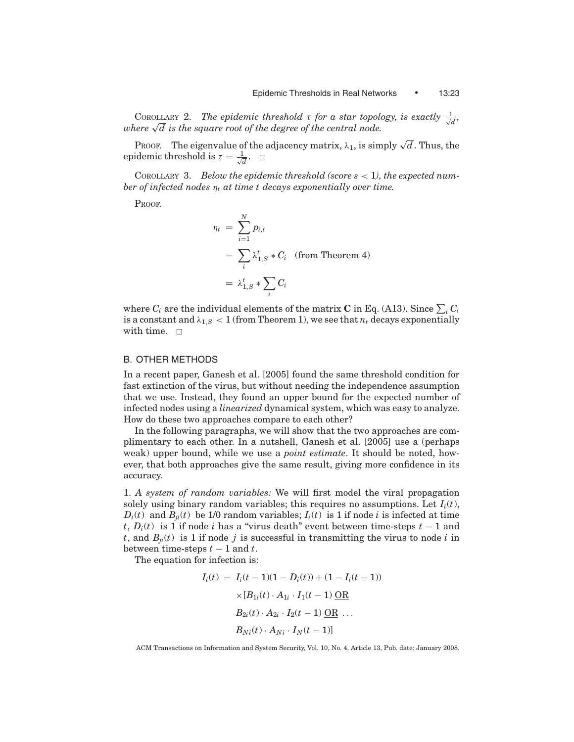COROLLARY 2. *The epidemic threshold $\tau$ for a star topology, is exactly $\frac{1}{\sqrt{d}}$, where $\sqrt{d}$ is the square root of the degree of the central node.*

PROOF. The eigenvalue of the adjacency matrix, $\lambda_1$, is simply $\sqrt{d}$. Thus, the epidemic threshold is $\tau = \frac{1}{\sqrt{d}}$. □

COROLLARY 3. *Below the epidemic threshold (score $s < 1$), the expected number of infected nodes $\eta_t$ at time $t$ decays exponentially over time.*

PROOF.

$$
\begin{aligned}
\eta_t &= \sum_{i=1}^{N} p_{i,t} \\
&= \sum_{i} \lambda_{1,S}^{t} * C_i \quad \text{(from Theorem 4)} \\
&= \lambda_{1,S}^{t} * \sum_{i} C_i
\end{aligned}
$$

where $C_i$ are the individual elements of the matrix $\mathbf{C}$ in Eq. (A13). Since $\sum_i C_i$ is a constant and $\lambda_{1,S} < 1$ (from Theorem 1), we see that $n_t$ decays exponentially with time. □

## B. OTHER METHODS

In a recent paper, Ganesh et al. [2005] found the same threshold condition for fast extinction of the virus, but without needing the independence assumption that we use. Instead, they found an upper bound for the expected number of infected nodes using a *linearized* dynamical system, which was easy to analyze. How do these two approaches compare to each other?

In the following paragraphs, we will show that the two approaches are complimentary to each other. In a nutshell, Ganesh et al. [2005] use a (perhaps weak) upper bound, while we use a *point estimate*. It should be noted, however, that both approaches give the same result, giving more confidence in its accuracy.

1. *A system of random variables:* We will first model the viral propagation solely using binary random variables; this requires no assumptions. Let $I_i(t)$, $D_i(t)$ and $B_{ji}(t)$ be 1/0 random variables; $I_i(t)$ is 1 if node $i$ is infected at time $t$, $D_i(t)$ is 1 if node $i$ has a "virus death" event between time-steps $t-1$ and $t$, and $B_{ji}(t)$ is 1 if node $j$ is successful in transmitting the virus to node $i$ in between time-steps $t-1$ and $t$.

The equation for infection is:

$$
\begin{aligned}
I_i(t) = \; & I_i(t-1)(1 - D_i(t)) + (1 - I_i(t-1)) \\
& \times [B_{1i}(t) \cdot A_{1i} \cdot I_1(t-1) \; \underline{\text{OR}} \\
& B_{2i}(t) \cdot A_{2i} \cdot I_2(t-1) \; \underline{\text{OR}} \; \ldots \\
& B_{Ni}(t) \cdot A_{Ni} \cdot I_N(t-1)]
\end{aligned}
$$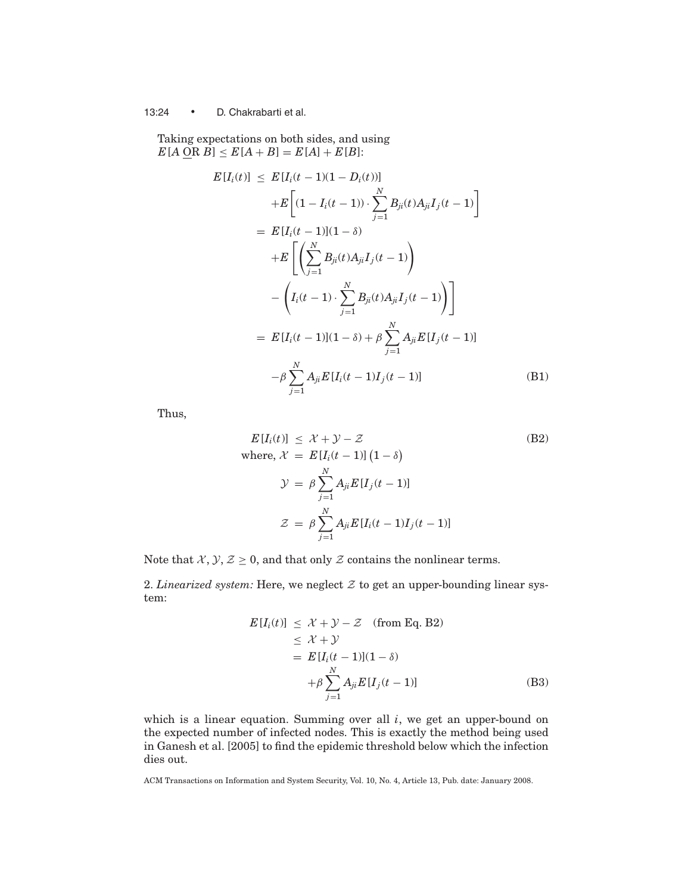Taking expectations on both sides, and using $E[A \text{ OR } B] \leq E[A+B] = E[A] + E[B]$:

$$
\begin{aligned}
E[I_i(t)] &\leq E[I_i(t-1)(1-D_i(t))] \\
&\quad + E\left[(1-I_i(t-1)) \cdot \sum_{j=1}^{N} B_{ji}(t) A_{ji} I_j(t-1)\right] \\
&= E[I_i(t-1)](1-\delta) \\
&\quad + E\left[\left(\sum_{j=1}^{N} B_{ji}(t) A_{ji} I_j(t-1)\right)\right. \\
&\quad \left. - \left(I_i(t-1) \cdot \sum_{j=1}^{N} B_{ji}(t) A_{ji} I_j(t-1)\right)\right] \\
&= E[I_i(t-1)](1-\delta) + \beta \sum_{j=1}^{N} A_{ji} E[I_j(t-1)] \\
&\quad - \beta \sum_{j=1}^{N} A_{ji} E[I_i(t-1) I_j(t-1)] \qquad \text{(B1)}
\end{aligned}
$$

Thus,

$$
\begin{aligned}
E[I_i(t)] &\leq \mathcal{X} + \mathcal{Y} - \mathcal{Z} \qquad \text{(B2)} \\
\text{where, } \mathcal{X} &= E[I_i(t-1)]\left(1-\delta\right) \\
\mathcal{Y} &= \beta \sum_{j=1}^{N} A_{ji} E[I_j(t-1)] \\
\mathcal{Z} &= \beta \sum_{j=1}^{N} A_{ji} E[I_i(t-1) I_j(t-1)]
\end{aligned}
$$

Note that $\mathcal{X}, \mathcal{Y}, \mathcal{Z} \geq 0$, and that only $\mathcal{Z}$ contains the nonlinear terms.

2. *Linearized system:* Here, we neglect $\mathcal{Z}$ to get an upper-bounding linear system:

$$
\begin{aligned}
E[I_i(t)] &\leq \mathcal{X} + \mathcal{Y} - \mathcal{Z} \quad \text{(from Eq. B2)} \\
&\leq \mathcal{X} + \mathcal{Y} \\
&= E[I_i(t-1)](1-\delta) \\
&\quad + \beta \sum_{j=1}^{N} A_{ji} E[I_j(t-1)] \qquad \text{(B3)}
\end{aligned}
$$

which is a linear equation. Summing over all $i$, we get an upper-bound on the expected number of infected nodes. This is exactly the method being used in Ganesh et al. [2005] to find the epidemic threshold below which the infection dies out.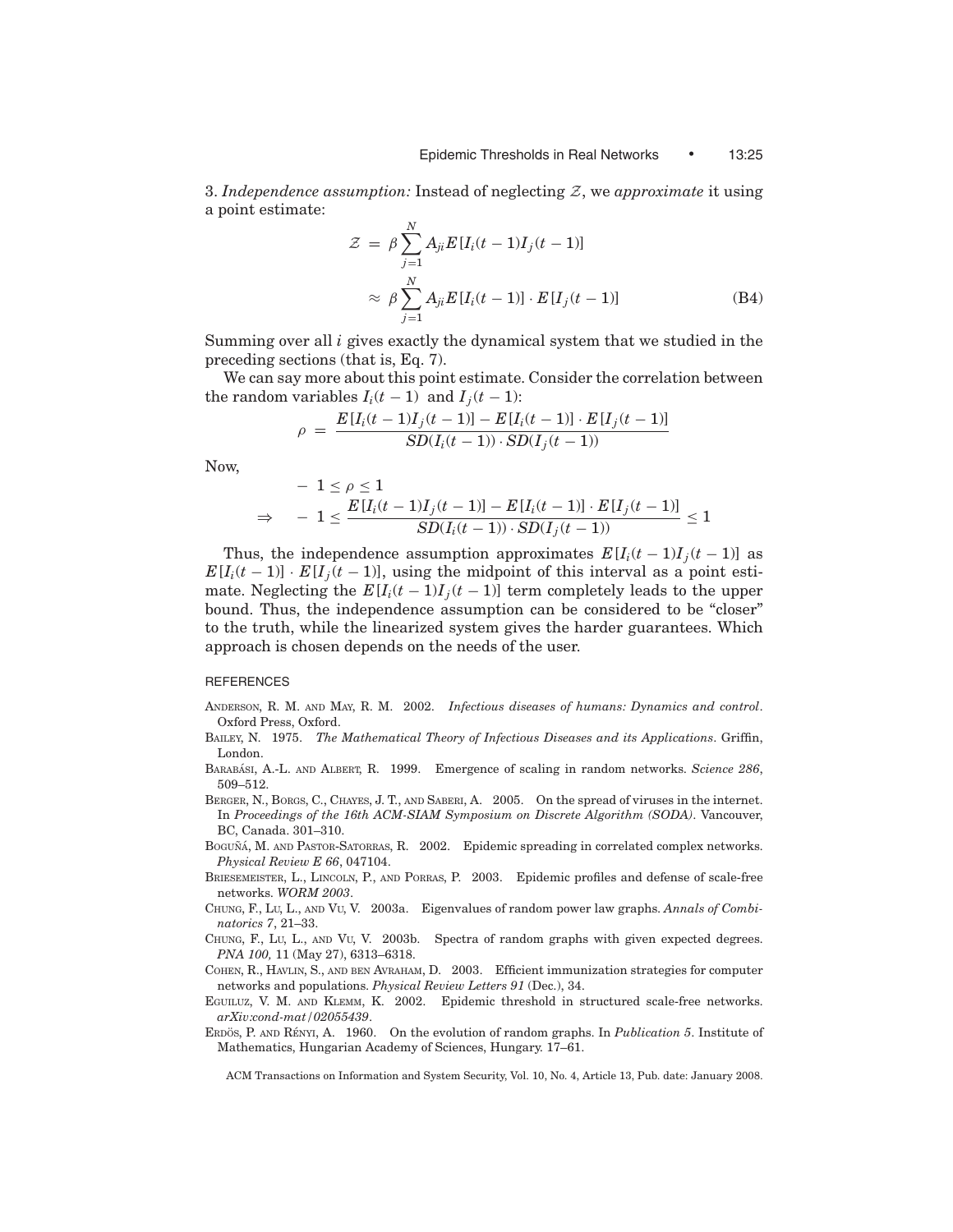3. *Independence assumption:* Instead of neglecting $\mathcal{Z}$, we *approximate* it using a point estimate:

$$
\begin{aligned}
\mathcal{Z} &= \beta \sum_{j=1}^{N} A_{ji} E[I_i(t-1)I_j(t-1)] \\
&\approx \beta \sum_{j=1}^{N} A_{ji} E[I_i(t-1)] \cdot E[I_j(t-1)]
\end{aligned}
\tag{B4}
$$

Summing over all $i$ gives exactly the dynamical system that we studied in the preceding sections (that is, Eq. 7).

We can say more about this point estimate. Consider the correlation between the random variables $I_i(t-1)$ and $I_j(t-1)$:

$$
\rho = \frac{E[I_i(t-1)I_j(t-1)] - E[I_i(t-1)] \cdot E[I_j(t-1)]}{SD(I_i(t-1)) \cdot SD(I_j(t-1))}
$$

Now,

$$
\begin{aligned}
& -1 \leq \rho \leq 1 \\
\Rightarrow \quad & -1 \leq \frac{E[I_i(t-1)I_j(t-1)] - E[I_i(t-1)] \cdot E[I_j(t-1)]}{SD(I_i(t-1)) \cdot SD(I_j(t-1))} \leq 1
\end{aligned}
$$

Thus, the independence assumption approximates $E[I_i(t-1)I_j(t-1)]$ as $E[I_i(t-1)] \cdot E[I_j(t-1)]$, using the midpoint of this interval as a point estimate. Neglecting the $E[I_i(t-1)I_j(t-1)]$ term completely leads to the upper bound. Thus, the independence assumption can be considered to be "closer" to the truth, while the linearized system gives the harder guarantees. Which approach is chosen depends on the needs of the user.

## REFERENCES

Anderson, R. M. and May, R. M. 2002. *Infectious diseases of humans: Dynamics and control*. Oxford Press, Oxford.

Bailey, N. 1975. *The Mathematical Theory of Infectious Diseases and its Applications*. Griffin, London.

Barabási, A.-L. and Albert, R. 1999. Emergence of scaling in random networks. *Science 286*, 509–512.

Berger, N., Borgs, C., Chayes, J. T., and Saberi, A. 2005. On the spread of viruses in the internet. In *Proceedings of the 16th ACM-SIAM Symposium on Discrete Algorithm (SODA)*. Vancouver, BC, Canada. 301–310.

Boguñá, M. and Pastor-Satorras, R. 2002. Epidemic spreading in correlated complex networks. *Physical Review E 66*, 047104.

Briesemeister, L., Lincoln, P., and Porras, P. 2003. Epidemic profiles and defense of scale-free networks. *WORM 2003*.

Chung, F., Lu, L., and Vu, V. 2003a. Eigenvalues of random power law graphs. *Annals of Combinatorics 7*, 21–33.

Chung, F., Lu, L., and Vu, V. 2003b. Spectra of random graphs with given expected degrees. *PNA 100,* 11 (May 27), 6313–6318.

Cohen, R., Havlin, S., and ben Avraham, D. 2003. Efficient immunization strategies for computer networks and populations. *Physical Review Letters 91* (Dec.), 34.

Eguiluz, V. M. and Klemm, K. 2002. Epidemic threshold in structured scale-free networks. *arXiv:cond-mat/02055439*.

Erdös, P. and Rényi, A. 1960. On the evolution of random graphs. In *Publication 5*. Institute of Mathematics, Hungarian Academy of Sciences, Hungary. 17–61.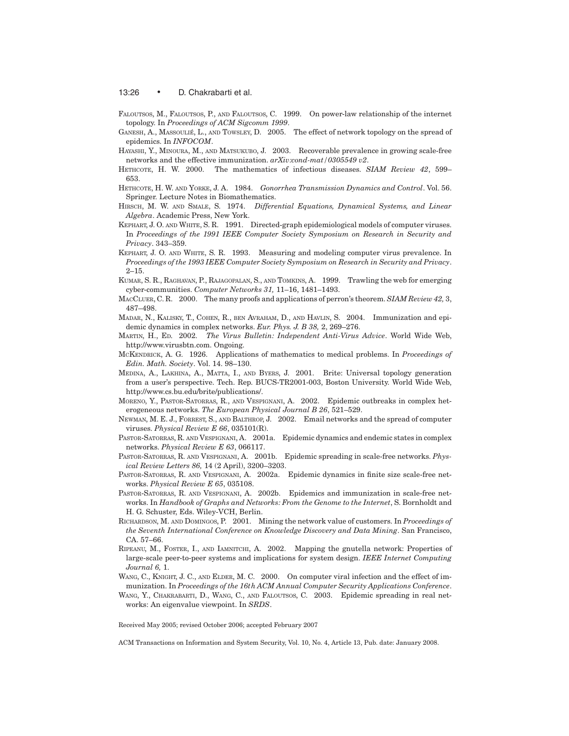FALOUTSOS, M., FALOUTSOS, P., AND FALOUTSOS, C. 1999. On power-law relationship of the internet topology. In *Proceedings of ACM Sigcomm 1999*.

GANESH, A., MASSOULIÉ, L., AND TOWSLEY, D. 2005. The effect of network topology on the spread of epidemics. In *INFOCOM*.

HAYASHI, Y., MINOURA, M., AND MATSUKUBO, J. 2003. Recoverable prevalence in growing scale-free networks and the effective immunization. *arXiv:cond-mat/0305549 v2*.

HETHCOTE, H. W. 2000. The mathematics of infectious diseases. *SIAM Review 42*, 599–653.

HETHCOTE, H. W. AND YORKE, J. A. 1984. *Gonorrhea Transmission Dynamics and Control*. Vol. 56. Springer. Lecture Notes in Biomathematics.

HIRSCH, M. W. AND SMALE, S. 1974. *Differential Equations, Dynamical Systems, and Linear Algebra*. Academic Press, New York.

KEPHART, J. O. AND WHITE, S. R. 1991. Directed-graph epidemiological models of computer viruses. In *Proceedings of the 1991 IEEE Computer Society Symposium on Research in Security and Privacy*. 343–359.

KEPHART, J. O. AND WHITE, S. R. 1993. Measuring and modeling computer virus prevalence. In *Proceedings of the 1993 IEEE Computer Society Symposium on Research in Security and Privacy*. 2–15.

KUMAR, S. R., RAGHAVAN, P., RAJAGOPALAN, S., AND TOMKINS, A. 1999. Trawling the web for emerging cyber-communities. *Computer Networks 31,* 11–16, 1481–1493.

MACCLUER, C. R. 2000. The many proofs and applications of perron's theorem. *SIAM Review 42,* 3, 487–498.

MADAR, N., KALISKY, T., COHEN, R., BEN AVRAHAM, D., AND HAVLIN, S. 2004. Immunization and epidemic dynamics in complex networks. *Eur. Phys. J. B 38,* 2, 269–276.

MARTIN, H., ED. 2002. *The Virus Bulletin: Independent Anti-Virus Advice*. World Wide Web, http://www.virusbtn.com. Ongoing.

MCKENDRICK, A. G. 1926. Applications of mathematics to medical problems. In *Proceedings of Edin. Math. Society*. Vol. 14. 98–130.

MEDINA, A., LAKHINA, A., MATTA, I., AND BYERS, J. 2001. Brite: Universal topology generation from a user's perspective. Tech. Rep. BUCS-TR2001-003, Boston University. World Wide Web, http://www.cs.bu.edu/brite/publications/.

MORENO, Y., PASTOR-SATORRAS, R., AND VESPIGNANI, A. 2002. Epidemic outbreaks in complex heterogeneous networks. *The European Physical Journal B 26*, 521–529.

NEWMAN, M. E. J., FORREST, S., AND BALTHROP, J. 2002. Email networks and the spread of computer viruses. *Physical Review E 66*, 035101(R).

PASTOR-SATORRAS, R. AND VESPIGNANI, A. 2001a. Epidemic dynamics and endemic states in complex networks. *Physical Review E 63*, 066117.

PASTOR-SATORRAS, R. AND VESPIGNANI, A. 2001b. Epidemic spreading in scale-free networks. *Physical Review Letters 86,* 14 (2 April), 3200–3203.

PASTOR-SATORRAS, R. AND VESPIGNANI, A. 2002a. Epidemic dynamics in finite size scale-free networks. *Physical Review E 65*, 035108.

PASTOR-SATORRAS, R. AND VESPIGNANI, A. 2002b. Epidemics and immunization in scale-free networks. In *Handbook of Graphs and Networks: From the Genome to the Internet*, S. Bornholdt and H. G. Schuster, Eds. Wiley-VCH, Berlin.

RICHARDSON, M. AND DOMINGOS, P. 2001. Mining the network value of customers. In *Proceedings of the Seventh International Conference on Knowledge Discovery and Data Mining*. San Francisco, CA. 57–66.

RIPEANU, M., FOSTER, I., AND IAMNITCHI, A. 2002. Mapping the gnutella network: Properties of large-scale peer-to-peer systems and implications for system design. *IEEE Internet Computing Journal 6,* 1.

WANG, C., KNIGHT, J. C., AND ELDER, M. C. 2000. On computer viral infection and the effect of immunization. In *Proceedings of the 16th ACM Annual Computer Security Applications Conference*.

WANG, Y., CHAKRABARTI, D., WANG, C., AND FALOUTSOS, C. 2003. Epidemic spreading in real networks: An eigenvalue viewpoint. In *SRDS*.

Received May 2005; revised October 2006; accepted February 2007